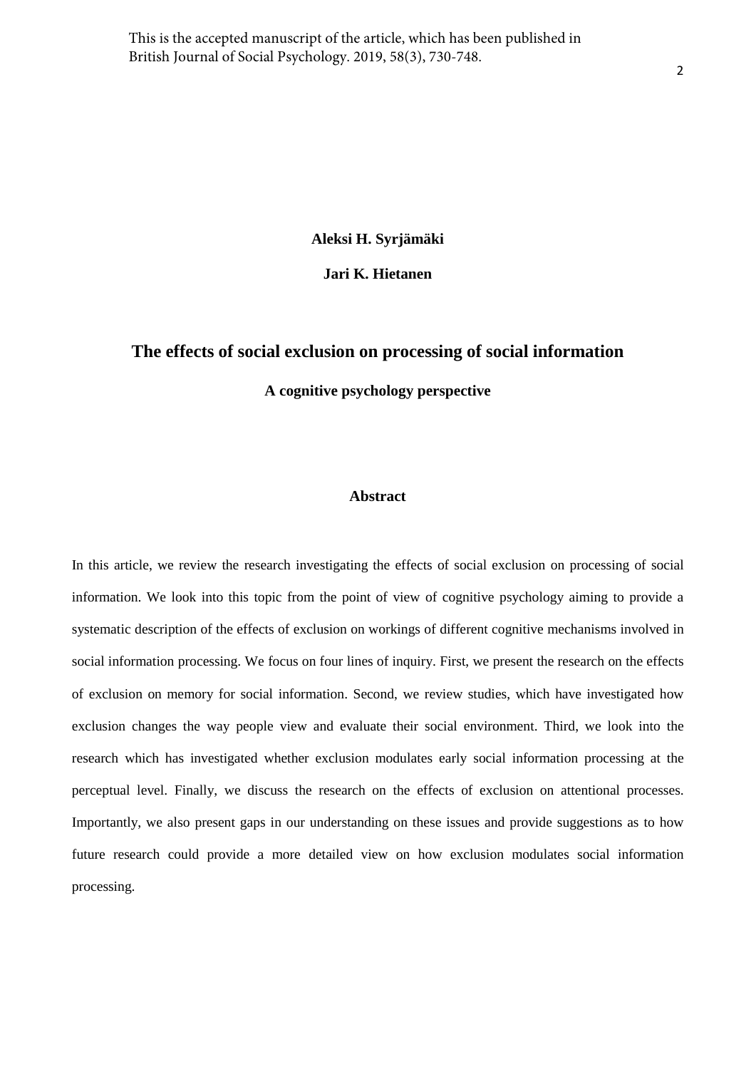This is the accepted manuscript of the article, which has been published in British Journal of Social Psychology. 2019, 58(3), 730-748.

**Aleksi H. Syrjämäki**

**Jari K. Hietanen**

# The effects of social exclusion on processing of social information

**A cognitive psychology perspective**

## Abstract

In this article, we review the research investigating the effects of social exclusion on processing of social information. We look into this topic from the point of view of cognitive psychology aiming to provide a systematic description of the effects of exclusion on workings of different cognitive mechanisms involved in social information processing. We focus on four lines of inquiry. First, we present the research on the effects of exclusion on memory for social information. Second, we review studies, which have investigated how exclusion changes the way people view and evaluate their social environment. Third, we look into the research which has investigated whether exclusion modulates early social information processing at the perceptual level. Finally, we discuss the research on the effects of exclusion on attentional processes. Importantly, we also present gaps in our understanding on these issues and provide suggestions as to how future research could provide a more detailed view on how exclusion modulates social information processing.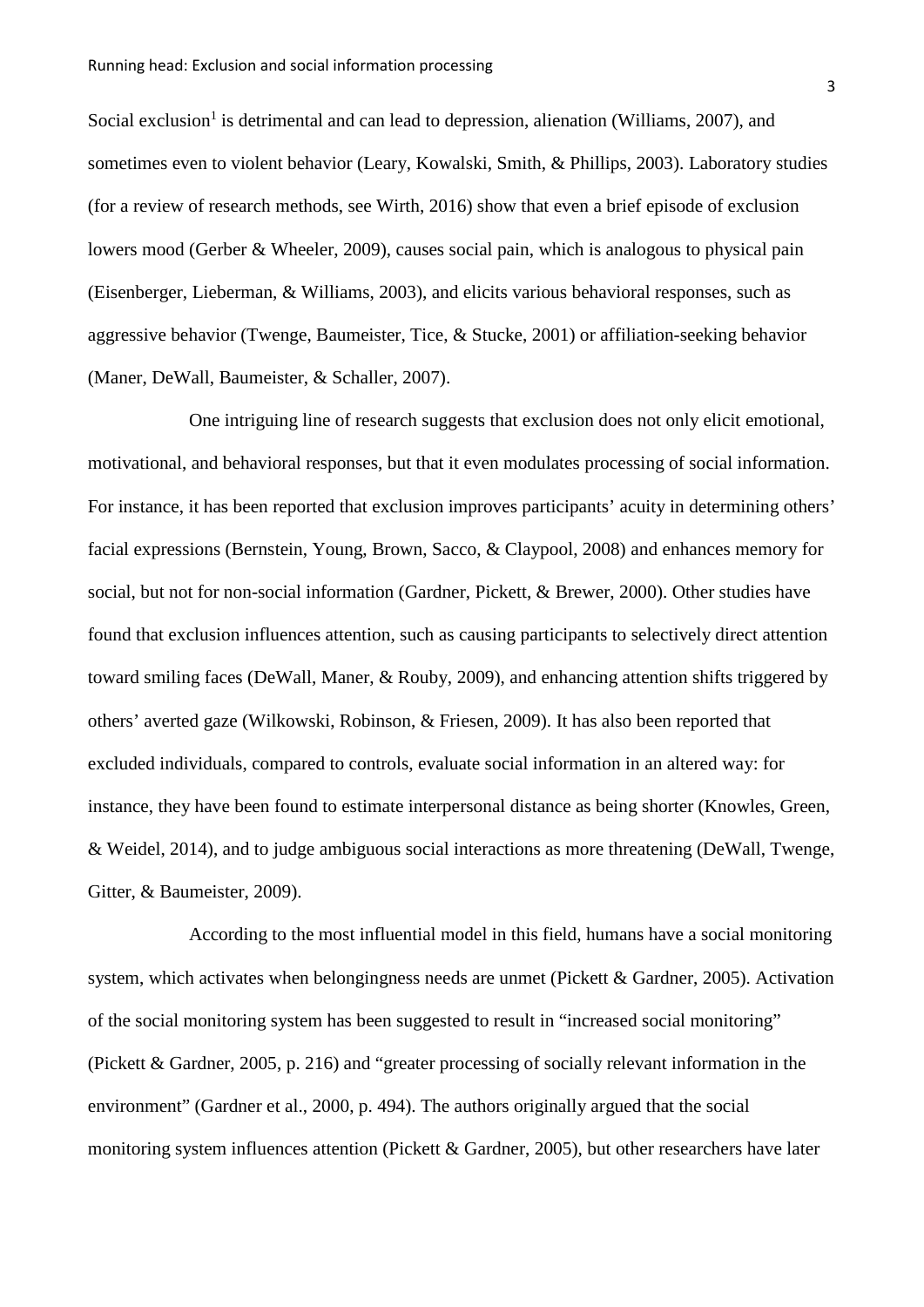Social exclusion[1] is detrimental and can lead to depression, alienation (Williams, 2007), and sometimes even to violent behavior (Leary, Kowalski, Smith, & Phillips, 2003). Laboratory studies (for a review of research methods, see Wirth, 2016) show that even a brief episode of exclusion lowers mood (Gerber & Wheeler, 2009), causes social pain, which is analogous to physical pain (Eisenberger, Lieberman, & Williams, 2003), and elicits various behavioral responses, such as aggressive behavior (Twenge, Baumeister, Tice, & Stucke, 2001) or affiliation-seeking behavior (Maner, DeWall, Baumeister, & Schaller, 2007).

One intriguing line of research suggests that exclusion does not only elicit emotional, motivational, and behavioral responses, but that it even modulates processing of social information. For instance, it has been reported that exclusion improves participants' acuity in determining others' facial expressions (Bernstein, Young, Brown, Sacco, & Claypool, 2008) and enhances memory for social, but not for non-social information (Gardner, Pickett, & Brewer, 2000). Other studies have found that exclusion influences attention, such as causing participants to selectively direct attention toward smiling faces (DeWall, Maner, & Rouby, 2009), and enhancing attention shifts triggered by others' averted gaze (Wilkowski, Robinson, & Friesen, 2009). It has also been reported that excluded individuals, compared to controls, evaluate social information in an altered way: for instance, they have been found to estimate interpersonal distance as being shorter (Knowles, Green, & Weidel, 2014), and to judge ambiguous social interactions as more threatening (DeWall, Twenge, Gitter, & Baumeister, 2009).

According to the most influential model in this field, humans have a social monitoring system, which activates when belongingness needs are unmet (Pickett & Gardner, 2005). Activation of the social monitoring system has been suggested to result in "increased social monitoring" (Pickett & Gardner, 2005, p. 216) and "greater processing of socially relevant information in the environment" (Gardner et al., 2000, p. 494). The authors originally argued that the social monitoring system influences attention (Pickett & Gardner, 2005), but other researchers have later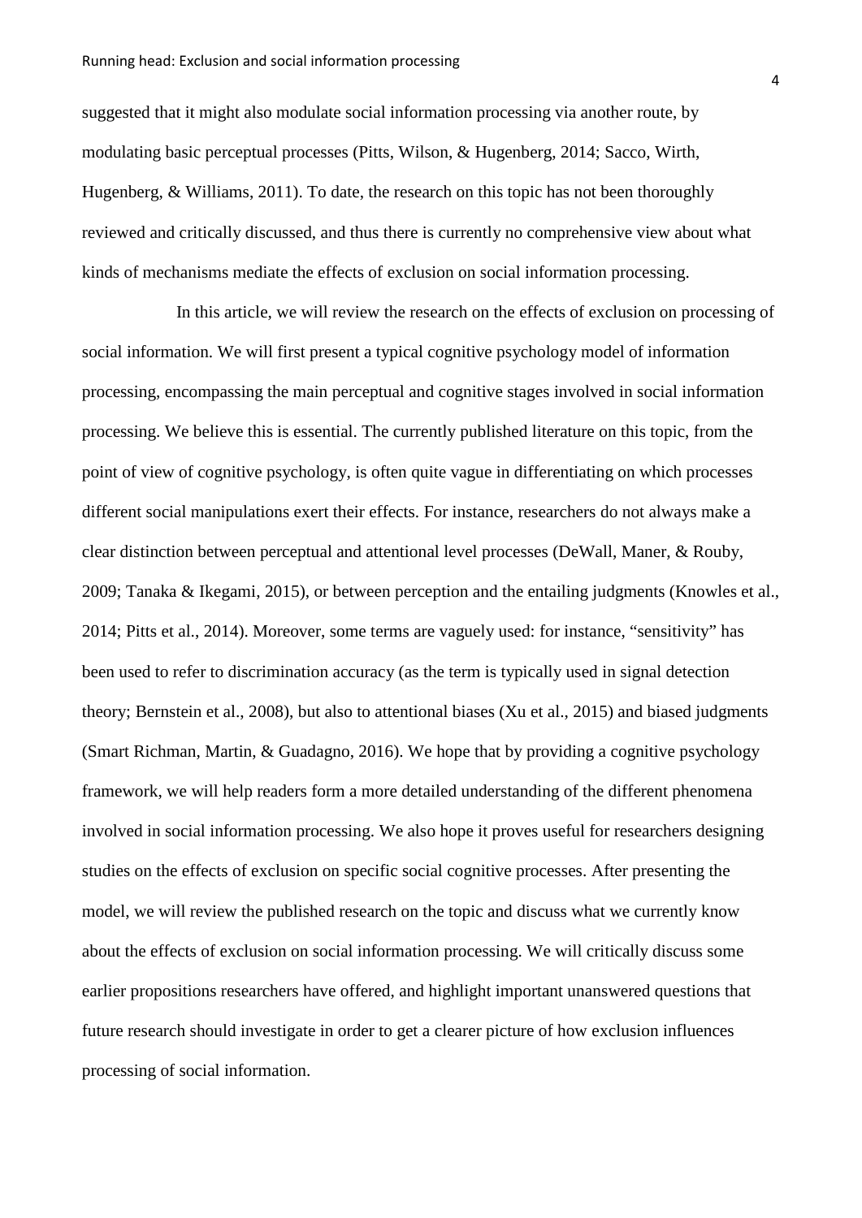suggested that it might also modulate social information processing via another route, by modulating basic perceptual processes (Pitts, Wilson, & Hugenberg, 2014; Sacco, Wirth, Hugenberg, & Williams, 2011). To date, the research on this topic has not been thoroughly reviewed and critically discussed, and thus there is currently no comprehensive view about what kinds of mechanisms mediate the effects of exclusion on social information processing.

In this article, we will review the research on the effects of exclusion on processing of social information. We will first present a typical cognitive psychology model of information processing, encompassing the main perceptual and cognitive stages involved in social information processing. We believe this is essential. The currently published literature on this topic, from the point of view of cognitive psychology, is often quite vague in differentiating on which processes different social manipulations exert their effects. For instance, researchers do not always make a clear distinction between perceptual and attentional level processes (DeWall, Maner, & Rouby, 2009; Tanaka & Ikegami, 2015), or between perception and the entailing judgments (Knowles et al., 2014; Pitts et al., 2014). Moreover, some terms are vaguely used: for instance, "sensitivity" has been used to refer to discrimination accuracy (as the term is typically used in signal detection theory; Bernstein et al., 2008), but also to attentional biases (Xu et al., 2015) and biased judgments (Smart Richman, Martin, & Guadagno, 2016). We hope that by providing a cognitive psychology framework, we will help readers form a more detailed understanding of the different phenomena involved in social information processing. We also hope it proves useful for researchers designing studies on the effects of exclusion on specific social cognitive processes. After presenting the model, we will review the published research on the topic and discuss what we currently know about the effects of exclusion on social information processing. We will critically discuss some earlier propositions researchers have offered, and highlight important unanswered questions that future research should investigate in order to get a clearer picture of how exclusion influences processing of social information.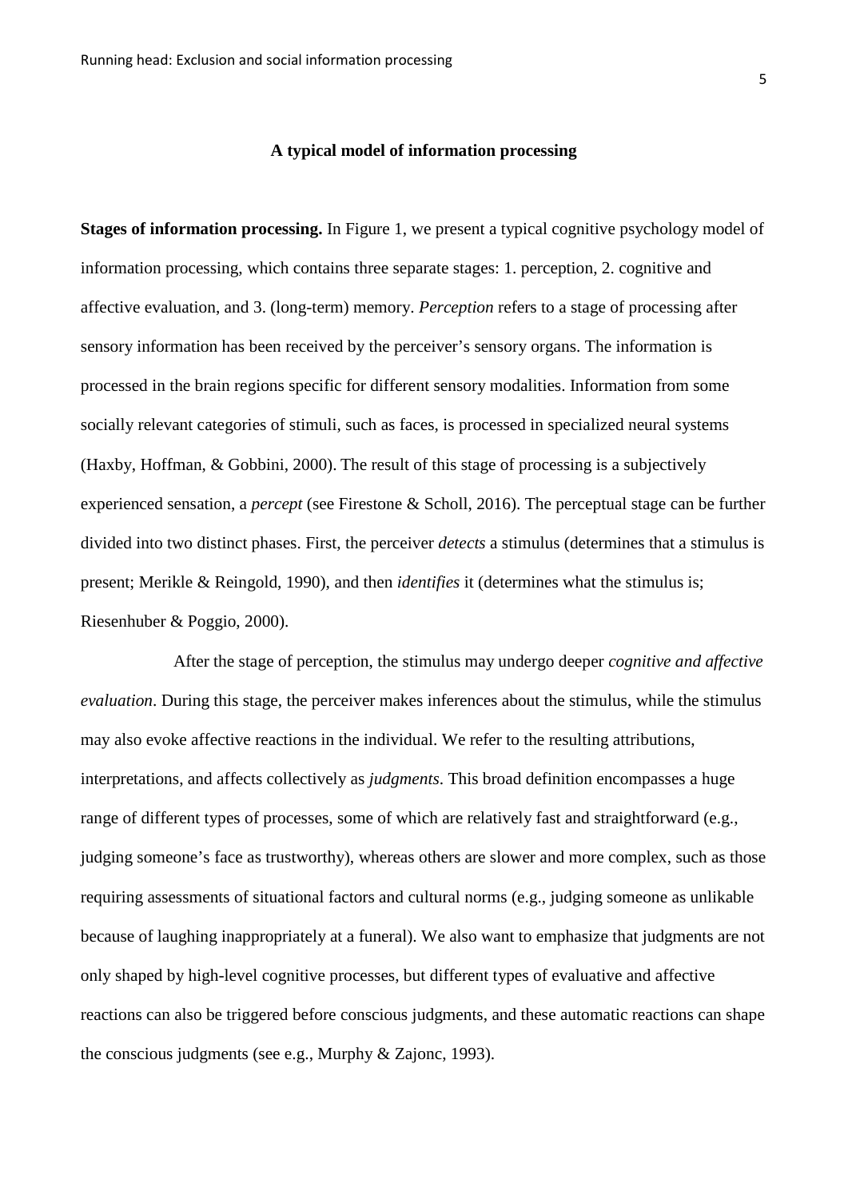## A typical model of information processing

**Stages of information processing.** In Figure 1, we present a typical cognitive psychology model of information processing, which contains three separate stages: 1. perception, 2. cognitive and affective evaluation, and 3. (long-term) memory. *Perception* refers to a stage of processing after sensory information has been received by the perceiver's sensory organs. The information is processed in the brain regions specific for different sensory modalities. Information from some socially relevant categories of stimuli, such as faces, is processed in specialized neural systems (Haxby, Hoffman, & Gobbini, 2000). The result of this stage of processing is a subjectively experienced sensation, a *percept* (see Firestone & Scholl, 2016). The perceptual stage can be further divided into two distinct phases. First, the perceiver *detects* a stimulus (determines that a stimulus is present; Merikle & Reingold, 1990), and then *identifies* it (determines what the stimulus is; Riesenhuber & Poggio, 2000).

After the stage of perception, the stimulus may undergo deeper *cognitive and affective evaluation*. During this stage, the perceiver makes inferences about the stimulus, while the stimulus may also evoke affective reactions in the individual. We refer to the resulting attributions, interpretations, and affects collectively as *judgments*. This broad definition encompasses a huge range of different types of processes, some of which are relatively fast and straightforward (e.g., judging someone's face as trustworthy), whereas others are slower and more complex, such as those requiring assessments of situational factors and cultural norms (e.g., judging someone as unlikable because of laughing inappropriately at a funeral). We also want to emphasize that judgments are not only shaped by high-level cognitive processes, but different types of evaluative and affective reactions can also be triggered before conscious judgments, and these automatic reactions can shape the conscious judgments (see e.g., Murphy & Zajonc, 1993).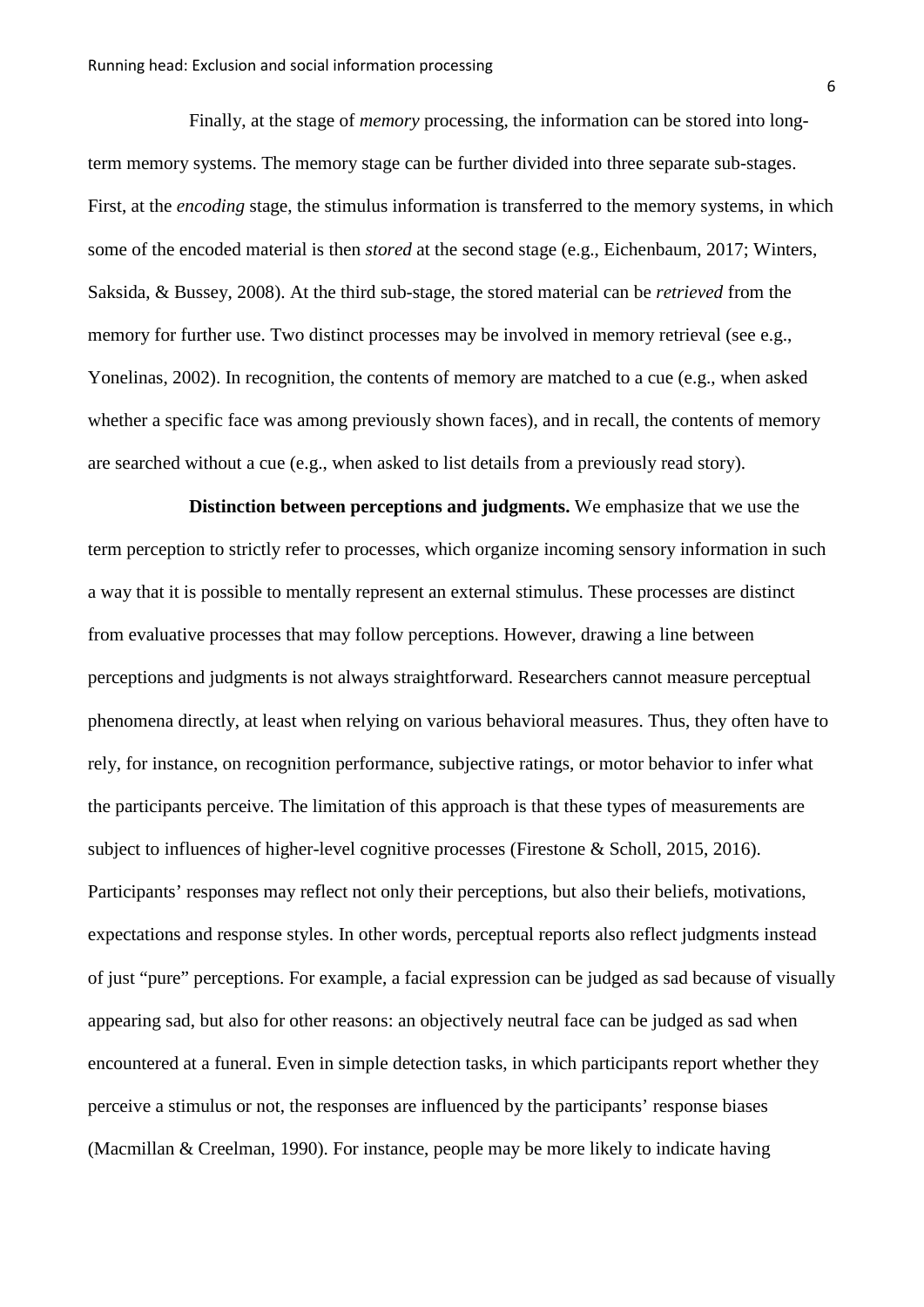Finally, at the stage of *memory* processing, the information can be stored into long-term memory systems. The memory stage can be further divided into three separate sub-stages. First, at the *encoding* stage, the stimulus information is transferred to the memory systems, in which some of the encoded material is then *stored* at the second stage (e.g., Eichenbaum, 2017; Winters, Saksida, & Bussey, 2008). At the third sub-stage, the stored material can be *retrieved* from the memory for further use. Two distinct processes may be involved in memory retrieval (see e.g., Yonelinas, 2002). In recognition, the contents of memory are matched to a cue (e.g., when asked whether a specific face was among previously shown faces), and in recall, the contents of memory are searched without a cue (e.g., when asked to list details from a previously read story).

**Distinction between perceptions and judgments.** We emphasize that we use the term perception to strictly refer to processes, which organize incoming sensory information in such a way that it is possible to mentally represent an external stimulus. These processes are distinct from evaluative processes that may follow perceptions. However, drawing a line between perceptions and judgments is not always straightforward. Researchers cannot measure perceptual phenomena directly, at least when relying on various behavioral measures. Thus, they often have to rely, for instance, on recognition performance, subjective ratings, or motor behavior to infer what the participants perceive. The limitation of this approach is that these types of measurements are subject to influences of higher-level cognitive processes (Firestone & Scholl, 2015, 2016). Participants' responses may reflect not only their perceptions, but also their beliefs, motivations, expectations and response styles. In other words, perceptual reports also reflect judgments instead of just "pure" perceptions. For example, a facial expression can be judged as sad because of visually appearing sad, but also for other reasons: an objectively neutral face can be judged as sad when encountered at a funeral. Even in simple detection tasks, in which participants report whether they perceive a stimulus or not, the responses are influenced by the participants' response biases (Macmillan & Creelman, 1990). For instance, people may be more likely to indicate having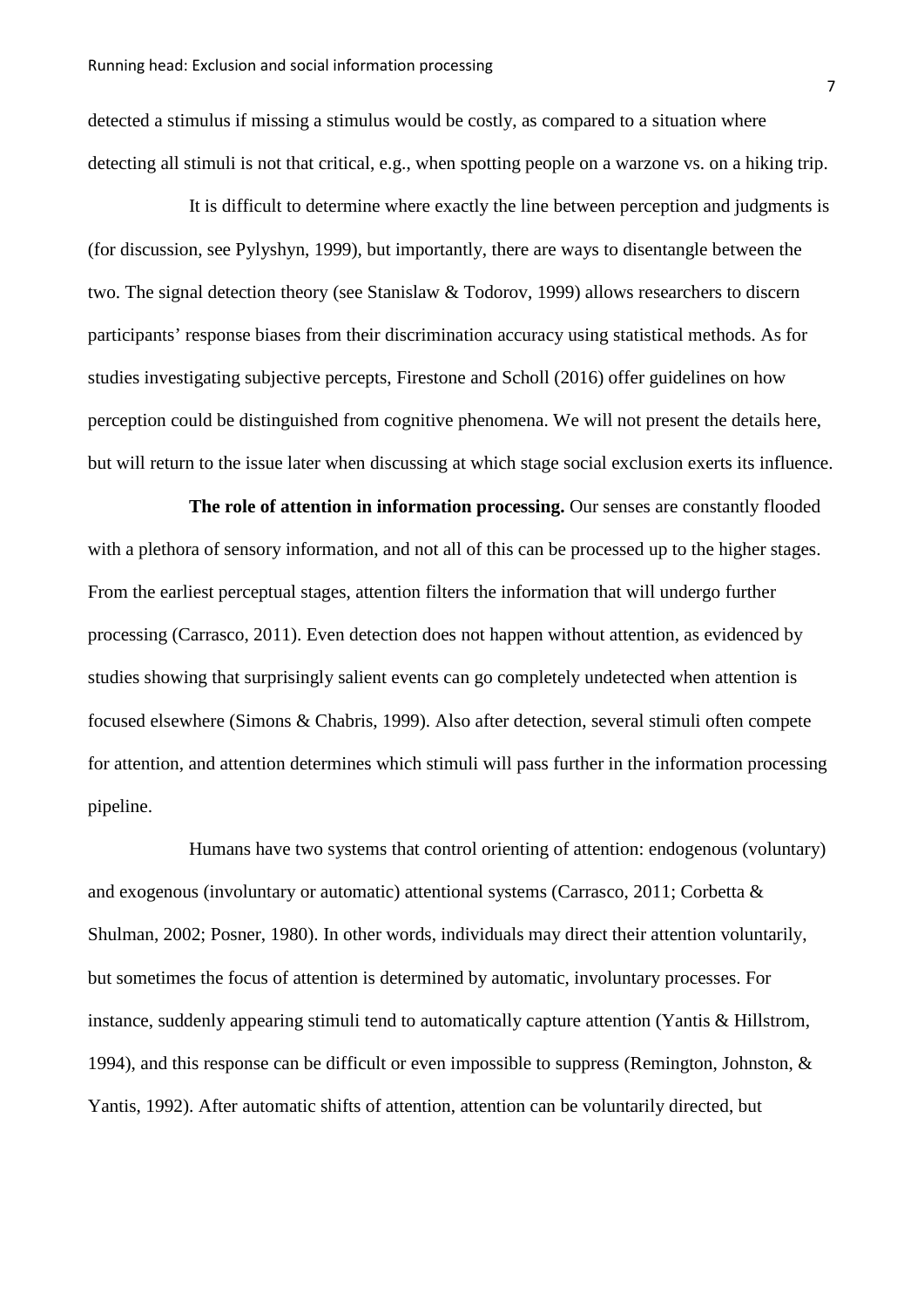detected a stimulus if missing a stimulus would be costly, as compared to a situation where detecting all stimuli is not that critical, e.g., when spotting people on a warzone vs. on a hiking trip.

It is difficult to determine where exactly the line between perception and judgments is (for discussion, see Pylyshyn, 1999), but importantly, there are ways to disentangle between the two. The signal detection theory (see Stanislaw & Todorov, 1999) allows researchers to discern participants' response biases from their discrimination accuracy using statistical methods. As for studies investigating subjective percepts, Firestone and Scholl (2016) offer guidelines on how perception could be distinguished from cognitive phenomena. We will not present the details here, but will return to the issue later when discussing at which stage social exclusion exerts its influence.

**The role of attention in information processing.** Our senses are constantly flooded with a plethora of sensory information, and not all of this can be processed up to the higher stages. From the earliest perceptual stages, attention filters the information that will undergo further processing (Carrasco, 2011). Even detection does not happen without attention, as evidenced by studies showing that surprisingly salient events can go completely undetected when attention is focused elsewhere (Simons & Chabris, 1999). Also after detection, several stimuli often compete for attention, and attention determines which stimuli will pass further in the information processing pipeline.

Humans have two systems that control orienting of attention: endogenous (voluntary) and exogenous (involuntary or automatic) attentional systems (Carrasco, 2011; Corbetta & Shulman, 2002; Posner, 1980). In other words, individuals may direct their attention voluntarily, but sometimes the focus of attention is determined by automatic, involuntary processes. For instance, suddenly appearing stimuli tend to automatically capture attention (Yantis & Hillstrom, 1994), and this response can be difficult or even impossible to suppress (Remington, Johnston, & Yantis, 1992). After automatic shifts of attention, attention can be voluntarily directed, but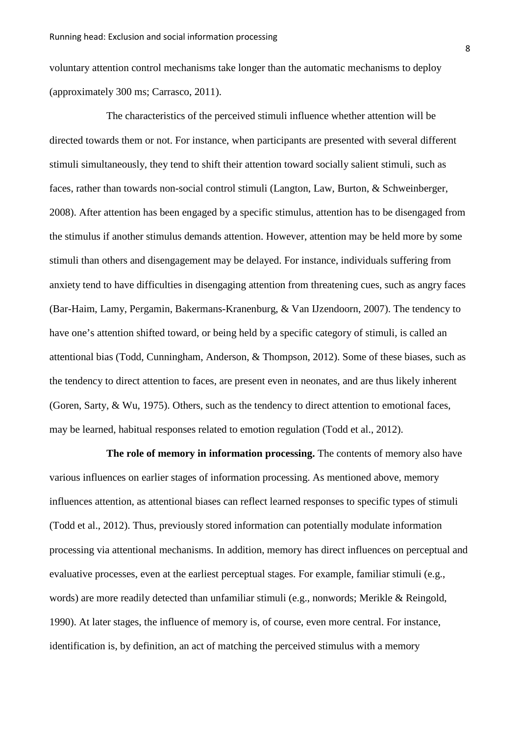voluntary attention control mechanisms take longer than the automatic mechanisms to deploy (approximately 300 ms; Carrasco, 2011).

The characteristics of the perceived stimuli influence whether attention will be directed towards them or not. For instance, when participants are presented with several different stimuli simultaneously, they tend to shift their attention toward socially salient stimuli, such as faces, rather than towards non-social control stimuli (Langton, Law, Burton, & Schweinberger, 2008). After attention has been engaged by a specific stimulus, attention has to be disengaged from the stimulus if another stimulus demands attention. However, attention may be held more by some stimuli than others and disengagement may be delayed. For instance, individuals suffering from anxiety tend to have difficulties in disengaging attention from threatening cues, such as angry faces (Bar-Haim, Lamy, Pergamin, Bakermans-Kranenburg, & Van IJzendoorn, 2007). The tendency to have one's attention shifted toward, or being held by a specific category of stimuli, is called an attentional bias (Todd, Cunningham, Anderson, & Thompson, 2012). Some of these biases, such as the tendency to direct attention to faces, are present even in neonates, and are thus likely inherent (Goren, Sarty, & Wu, 1975). Others, such as the tendency to direct attention to emotional faces, may be learned, habitual responses related to emotion regulation (Todd et al., 2012).

**The role of memory in information processing.** The contents of memory also have various influences on earlier stages of information processing. As mentioned above, memory influences attention, as attentional biases can reflect learned responses to specific types of stimuli (Todd et al., 2012). Thus, previously stored information can potentially modulate information processing via attentional mechanisms. In addition, memory has direct influences on perceptual and evaluative processes, even at the earliest perceptual stages. For example, familiar stimuli (e.g., words) are more readily detected than unfamiliar stimuli (e.g., nonwords; Merikle & Reingold, 1990). At later stages, the influence of memory is, of course, even more central. For instance, identification is, by definition, an act of matching the perceived stimulus with a memory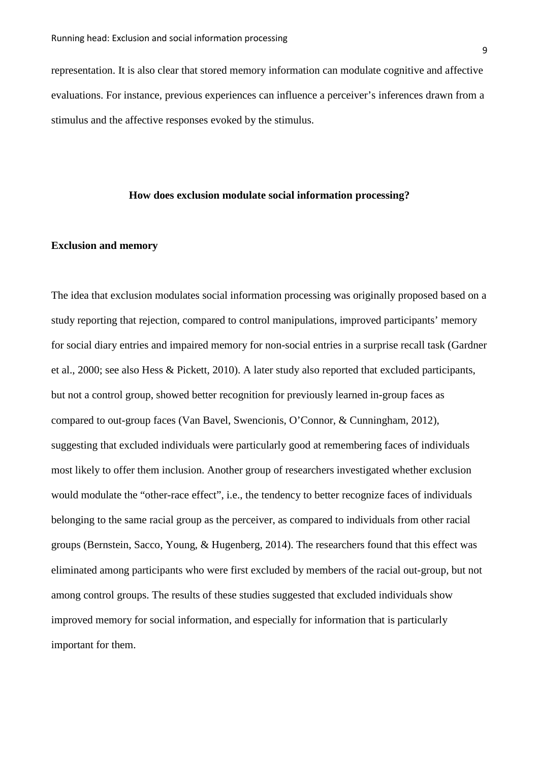representation. It is also clear that stored memory information can modulate cognitive and affective evaluations. For instance, previous experiences can influence a perceiver's inferences drawn from a stimulus and the affective responses evoked by the stimulus.

## How does exclusion modulate social information processing?

### Exclusion and memory

The idea that exclusion modulates social information processing was originally proposed based on a study reporting that rejection, compared to control manipulations, improved participants' memory for social diary entries and impaired memory for non-social entries in a surprise recall task (Gardner et al., 2000; see also Hess & Pickett, 2010). A later study also reported that excluded participants, but not a control group, showed better recognition for previously learned in-group faces as compared to out-group faces (Van Bavel, Swencionis, O'Connor, & Cunningham, 2012), suggesting that excluded individuals were particularly good at remembering faces of individuals most likely to offer them inclusion. Another group of researchers investigated whether exclusion would modulate the "other-race effect", i.e., the tendency to better recognize faces of individuals belonging to the same racial group as the perceiver, as compared to individuals from other racial groups (Bernstein, Sacco, Young, & Hugenberg, 2014). The researchers found that this effect was eliminated among participants who were first excluded by members of the racial out-group, but not among control groups. The results of these studies suggested that excluded individuals show improved memory for social information, and especially for information that is particularly important for them.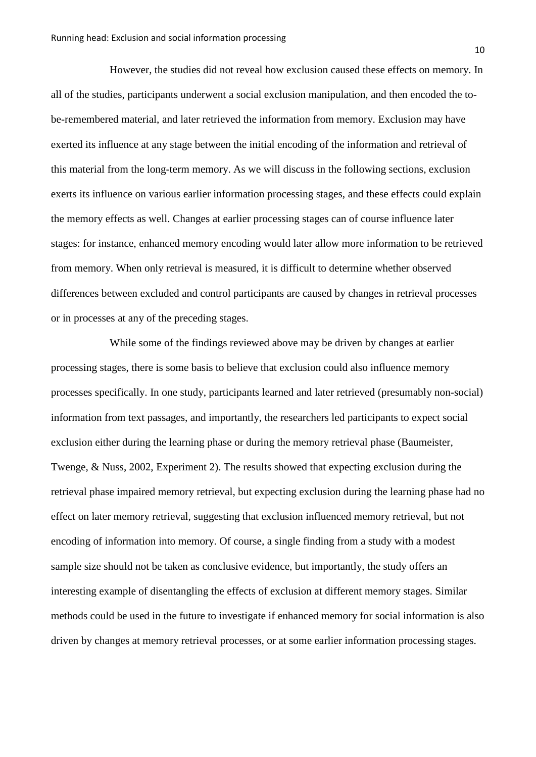However, the studies did not reveal how exclusion caused these effects on memory. In all of the studies, participants underwent a social exclusion manipulation, and then encoded the to-be-remembered material, and later retrieved the information from memory. Exclusion may have exerted its influence at any stage between the initial encoding of the information and retrieval of this material from the long-term memory. As we will discuss in the following sections, exclusion exerts its influence on various earlier information processing stages, and these effects could explain the memory effects as well. Changes at earlier processing stages can of course influence later stages: for instance, enhanced memory encoding would later allow more information to be retrieved from memory. When only retrieval is measured, it is difficult to determine whether observed differences between excluded and control participants are caused by changes in retrieval processes or in processes at any of the preceding stages.

While some of the findings reviewed above may be driven by changes at earlier processing stages, there is some basis to believe that exclusion could also influence memory processes specifically. In one study, participants learned and later retrieved (presumably non-social) information from text passages, and importantly, the researchers led participants to expect social exclusion either during the learning phase or during the memory retrieval phase (Baumeister, Twenge, & Nuss, 2002, Experiment 2). The results showed that expecting exclusion during the retrieval phase impaired memory retrieval, but expecting exclusion during the learning phase had no effect on later memory retrieval, suggesting that exclusion influenced memory retrieval, but not encoding of information into memory. Of course, a single finding from a study with a modest sample size should not be taken as conclusive evidence, but importantly, the study offers an interesting example of disentangling the effects of exclusion at different memory stages. Similar methods could be used in the future to investigate if enhanced memory for social information is also driven by changes at memory retrieval processes, or at some earlier information processing stages.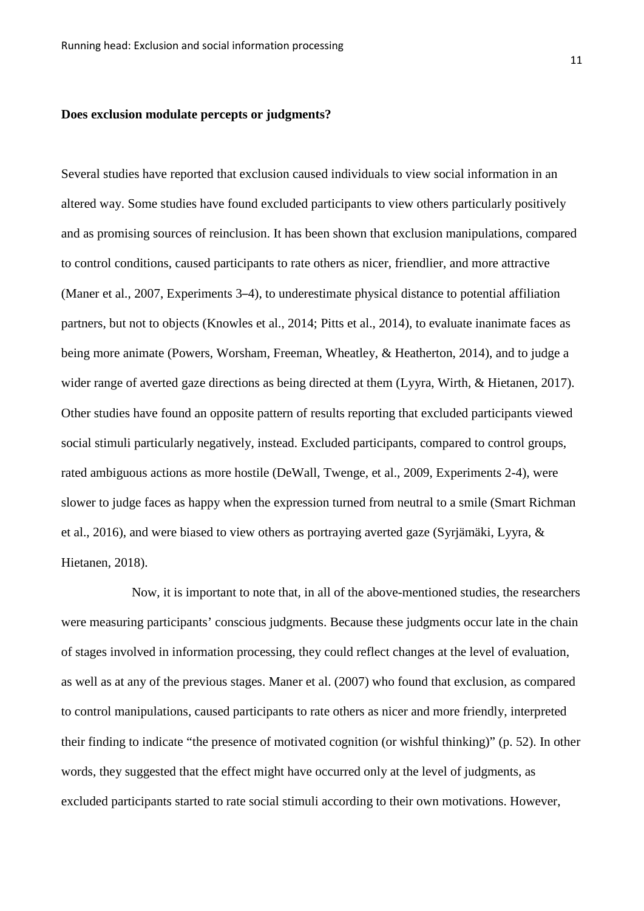**Does exclusion modulate percepts or judgments?**

Several studies have reported that exclusion caused individuals to view social information in an altered way. Some studies have found excluded participants to view others particularly positively and as promising sources of reinclusion. It has been shown that exclusion manipulations, compared to control conditions, caused participants to rate others as nicer, friendlier, and more attractive (Maner et al., 2007, Experiments 3–4), to underestimate physical distance to potential affiliation partners, but not to objects (Knowles et al., 2014; Pitts et al., 2014), to evaluate inanimate faces as being more animate (Powers, Worsham, Freeman, Wheatley, & Heatherton, 2014), and to judge a wider range of averted gaze directions as being directed at them (Lyyra, Wirth, & Hietanen, 2017). Other studies have found an opposite pattern of results reporting that excluded participants viewed social stimuli particularly negatively, instead. Excluded participants, compared to control groups, rated ambiguous actions as more hostile (DeWall, Twenge, et al., 2009, Experiments 2-4), were slower to judge faces as happy when the expression turned from neutral to a smile (Smart Richman et al., 2016), and were biased to view others as portraying averted gaze (Syrjämäki, Lyyra, & Hietanen, 2018).

Now, it is important to note that, in all of the above-mentioned studies, the researchers were measuring participants' conscious judgments. Because these judgments occur late in the chain of stages involved in information processing, they could reflect changes at the level of evaluation, as well as at any of the previous stages. Maner et al. (2007) who found that exclusion, as compared to control manipulations, caused participants to rate others as nicer and more friendly, interpreted their finding to indicate "the presence of motivated cognition (or wishful thinking)" (p. 52). In other words, they suggested that the effect might have occurred only at the level of judgments, as excluded participants started to rate social stimuli according to their own motivations. However,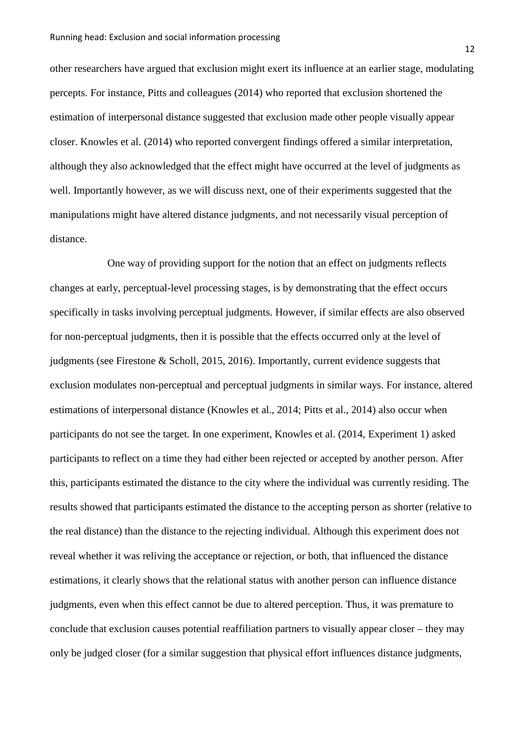other researchers have argued that exclusion might exert its influence at an earlier stage, modulating percepts. For instance, Pitts and colleagues (2014) who reported that exclusion shortened the estimation of interpersonal distance suggested that exclusion made other people visually appear closer. Knowles et al. (2014) who reported convergent findings offered a similar interpretation, although they also acknowledged that the effect might have occurred at the level of judgments as well. Importantly however, as we will discuss next, one of their experiments suggested that the manipulations might have altered distance judgments, and not necessarily visual perception of distance.

One way of providing support for the notion that an effect on judgments reflects changes at early, perceptual-level processing stages, is by demonstrating that the effect occurs specifically in tasks involving perceptual judgments. However, if similar effects are also observed for non-perceptual judgments, then it is possible that the effects occurred only at the level of judgments (see Firestone & Scholl, 2015, 2016). Importantly, current evidence suggests that exclusion modulates non-perceptual and perceptual judgments in similar ways. For instance, altered estimations of interpersonal distance (Knowles et al., 2014; Pitts et al., 2014) also occur when participants do not see the target. In one experiment, Knowles et al. (2014, Experiment 1) asked participants to reflect on a time they had either been rejected or accepted by another person. After this, participants estimated the distance to the city where the individual was currently residing. The results showed that participants estimated the distance to the accepting person as shorter (relative to the real distance) than the distance to the rejecting individual. Although this experiment does not reveal whether it was reliving the acceptance or rejection, or both, that influenced the distance estimations, it clearly shows that the relational status with another person can influence distance judgments, even when this effect cannot be due to altered perception. Thus, it was premature to conclude that exclusion causes potential reaffiliation partners to visually appear closer – they may only be judged closer (for a similar suggestion that physical effort influences distance judgments,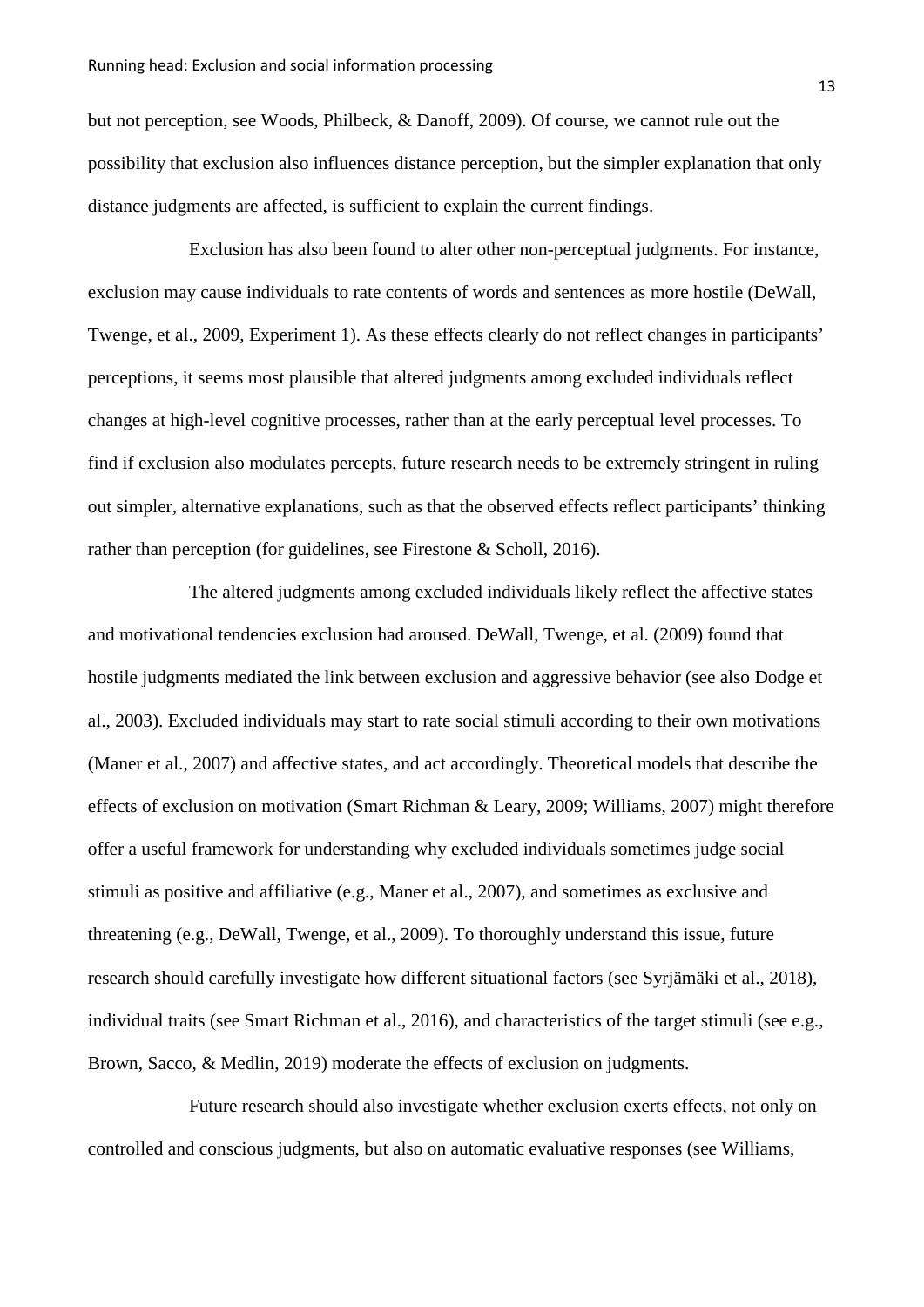but not perception, see Woods, Philbeck, & Danoff, 2009). Of course, we cannot rule out the possibility that exclusion also influences distance perception, but the simpler explanation that only distance judgments are affected, is sufficient to explain the current findings.

Exclusion has also been found to alter other non-perceptual judgments. For instance, exclusion may cause individuals to rate contents of words and sentences as more hostile (DeWall, Twenge, et al., 2009, Experiment 1). As these effects clearly do not reflect changes in participants' perceptions, it seems most plausible that altered judgments among excluded individuals reflect changes at high-level cognitive processes, rather than at the early perceptual level processes. To find if exclusion also modulates percepts, future research needs to be extremely stringent in ruling out simpler, alternative explanations, such as that the observed effects reflect participants' thinking rather than perception (for guidelines, see Firestone & Scholl, 2016).

The altered judgments among excluded individuals likely reflect the affective states and motivational tendencies exclusion had aroused. DeWall, Twenge, et al. (2009) found that hostile judgments mediated the link between exclusion and aggressive behavior (see also Dodge et al., 2003). Excluded individuals may start to rate social stimuli according to their own motivations (Maner et al., 2007) and affective states, and act accordingly. Theoretical models that describe the effects of exclusion on motivation (Smart Richman & Leary, 2009; Williams, 2007) might therefore offer a useful framework for understanding why excluded individuals sometimes judge social stimuli as positive and affiliative (e.g., Maner et al., 2007), and sometimes as exclusive and threatening (e.g., DeWall, Twenge, et al., 2009). To thoroughly understand this issue, future research should carefully investigate how different situational factors (see Syrjämäki et al., 2018), individual traits (see Smart Richman et al., 2016), and characteristics of the target stimuli (see e.g., Brown, Sacco, & Medlin, 2019) moderate the effects of exclusion on judgments.

Future research should also investigate whether exclusion exerts effects, not only on controlled and conscious judgments, but also on automatic evaluative responses (see Williams,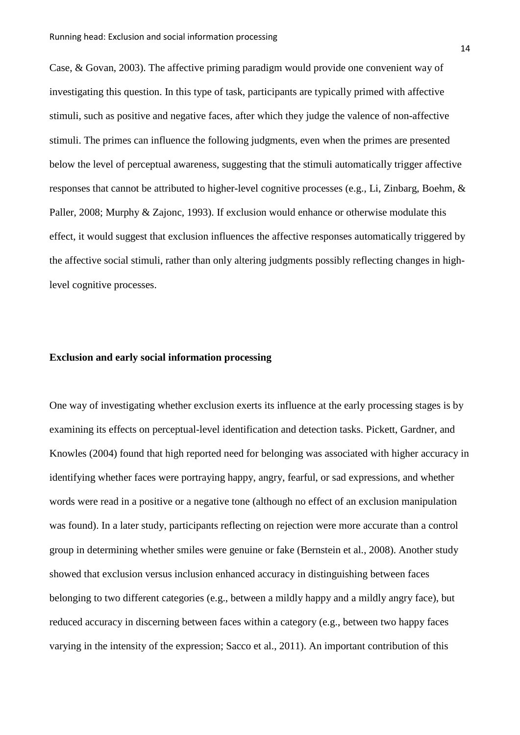Case, & Govan, 2003). The affective priming paradigm would provide one convenient way of investigating this question. In this type of task, participants are typically primed with affective stimuli, such as positive and negative faces, after which they judge the valence of non-affective stimuli. The primes can influence the following judgments, even when the primes are presented below the level of perceptual awareness, suggesting that the stimuli automatically trigger affective responses that cannot be attributed to higher-level cognitive processes (e.g., Li, Zinbarg, Boehm, & Paller, 2008; Murphy & Zajonc, 1993). If exclusion would enhance or otherwise modulate this effect, it would suggest that exclusion influences the affective responses automatically triggered by the affective social stimuli, rather than only altering judgments possibly reflecting changes in high-level cognitive processes.

## Exclusion and early social information processing

One way of investigating whether exclusion exerts its influence at the early processing stages is by examining its effects on perceptual-level identification and detection tasks. Pickett, Gardner, and Knowles (2004) found that high reported need for belonging was associated with higher accuracy in identifying whether faces were portraying happy, angry, fearful, or sad expressions, and whether words were read in a positive or a negative tone (although no effect of an exclusion manipulation was found). In a later study, participants reflecting on rejection were more accurate than a control group in determining whether smiles were genuine or fake (Bernstein et al., 2008). Another study showed that exclusion versus inclusion enhanced accuracy in distinguishing between faces belonging to two different categories (e.g., between a mildly happy and a mildly angry face), but reduced accuracy in discerning between faces within a category (e.g., between two happy faces varying in the intensity of the expression; Sacco et al., 2011). An important contribution of this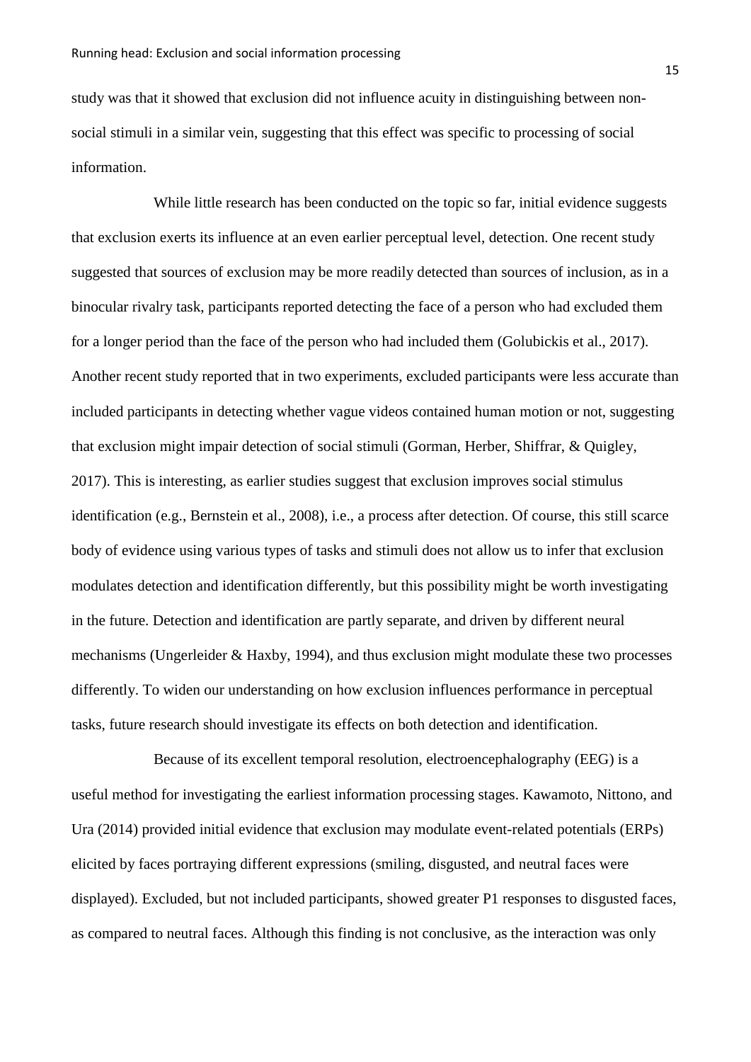study was that it showed that exclusion did not influence acuity in distinguishing between non-social stimuli in a similar vein, suggesting that this effect was specific to processing of social information.

While little research has been conducted on the topic so far, initial evidence suggests that exclusion exerts its influence at an even earlier perceptual level, detection. One recent study suggested that sources of exclusion may be more readily detected than sources of inclusion, as in a binocular rivalry task, participants reported detecting the face of a person who had excluded them for a longer period than the face of the person who had included them (Golubickis et al., 2017). Another recent study reported that in two experiments, excluded participants were less accurate than included participants in detecting whether vague videos contained human motion or not, suggesting that exclusion might impair detection of social stimuli (Gorman, Herber, Shiffrar, & Quigley, 2017). This is interesting, as earlier studies suggest that exclusion improves social stimulus identification (e.g., Bernstein et al., 2008), i.e., a process after detection. Of course, this still scarce body of evidence using various types of tasks and stimuli does not allow us to infer that exclusion modulates detection and identification differently, but this possibility might be worth investigating in the future. Detection and identification are partly separate, and driven by different neural mechanisms (Ungerleider & Haxby, 1994), and thus exclusion might modulate these two processes differently. To widen our understanding on how exclusion influences performance in perceptual tasks, future research should investigate its effects on both detection and identification.

Because of its excellent temporal resolution, electroencephalography (EEG) is a useful method for investigating the earliest information processing stages. Kawamoto, Nittono, and Ura (2014) provided initial evidence that exclusion may modulate event-related potentials (ERPs) elicited by faces portraying different expressions (smiling, disgusted, and neutral faces were displayed). Excluded, but not included participants, showed greater P1 responses to disgusted faces, as compared to neutral faces. Although this finding is not conclusive, as the interaction was only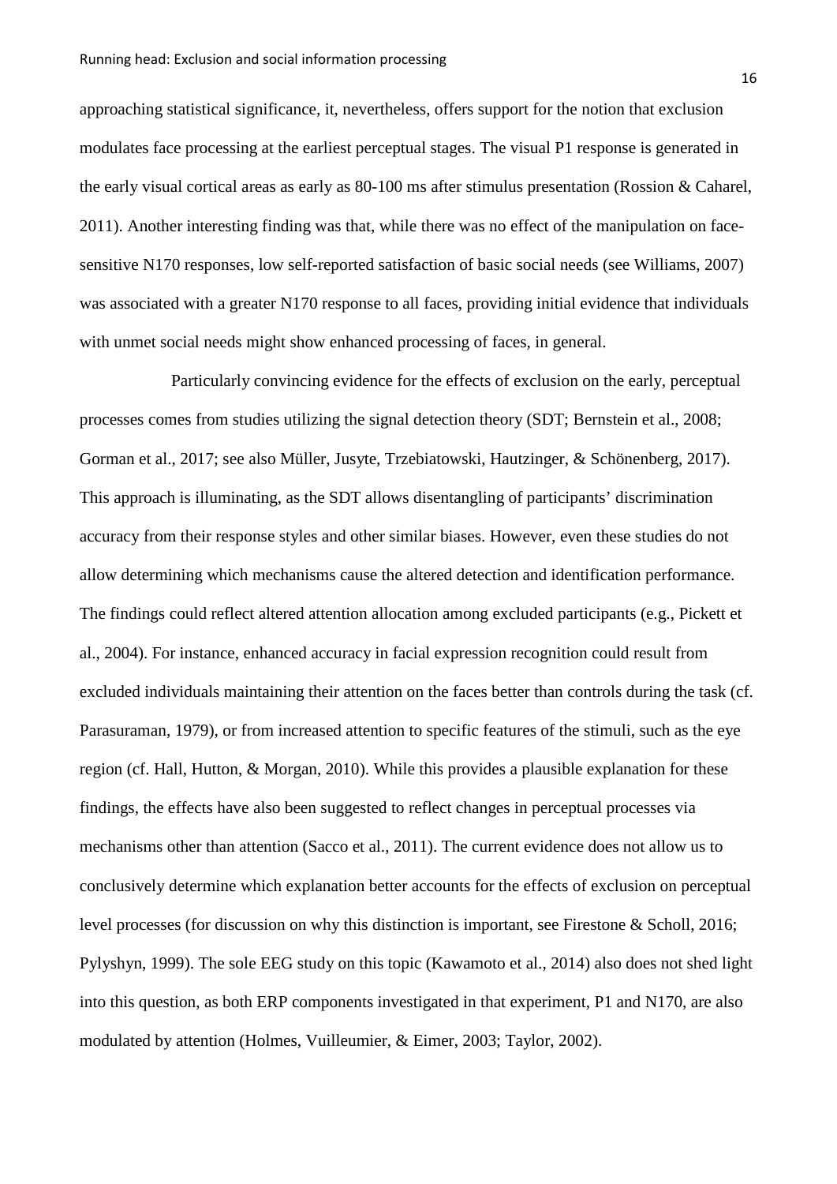approaching statistical significance, it, nevertheless, offers support for the notion that exclusion modulates face processing at the earliest perceptual stages. The visual P1 response is generated in the early visual cortical areas as early as 80-100 ms after stimulus presentation (Rossion & Caharel, 2011). Another interesting finding was that, while there was no effect of the manipulation on face-sensitive N170 responses, low self-reported satisfaction of basic social needs (see Williams, 2007) was associated with a greater N170 response to all faces, providing initial evidence that individuals with unmet social needs might show enhanced processing of faces, in general.

Particularly convincing evidence for the effects of exclusion on the early, perceptual processes comes from studies utilizing the signal detection theory (SDT; Bernstein et al., 2008; Gorman et al., 2017; see also Müller, Jusyte, Trzebiatowski, Hautzinger, & Schönenberg, 2017). This approach is illuminating, as the SDT allows disentangling of participants' discrimination accuracy from their response styles and other similar biases. However, even these studies do not allow determining which mechanisms cause the altered detection and identification performance. The findings could reflect altered attention allocation among excluded participants (e.g., Pickett et al., 2004). For instance, enhanced accuracy in facial expression recognition could result from excluded individuals maintaining their attention on the faces better than controls during the task (cf. Parasuraman, 1979), or from increased attention to specific features of the stimuli, such as the eye region (cf. Hall, Hutton, & Morgan, 2010). While this provides a plausible explanation for these findings, the effects have also been suggested to reflect changes in perceptual processes via mechanisms other than attention (Sacco et al., 2011). The current evidence does not allow us to conclusively determine which explanation better accounts for the effects of exclusion on perceptual level processes (for discussion on why this distinction is important, see Firestone & Scholl, 2016; Pylyshyn, 1999). The sole EEG study on this topic (Kawamoto et al., 2014) also does not shed light into this question, as both ERP components investigated in that experiment, P1 and N170, are also modulated by attention (Holmes, Vuilleumier, & Eimer, 2003; Taylor, 2002).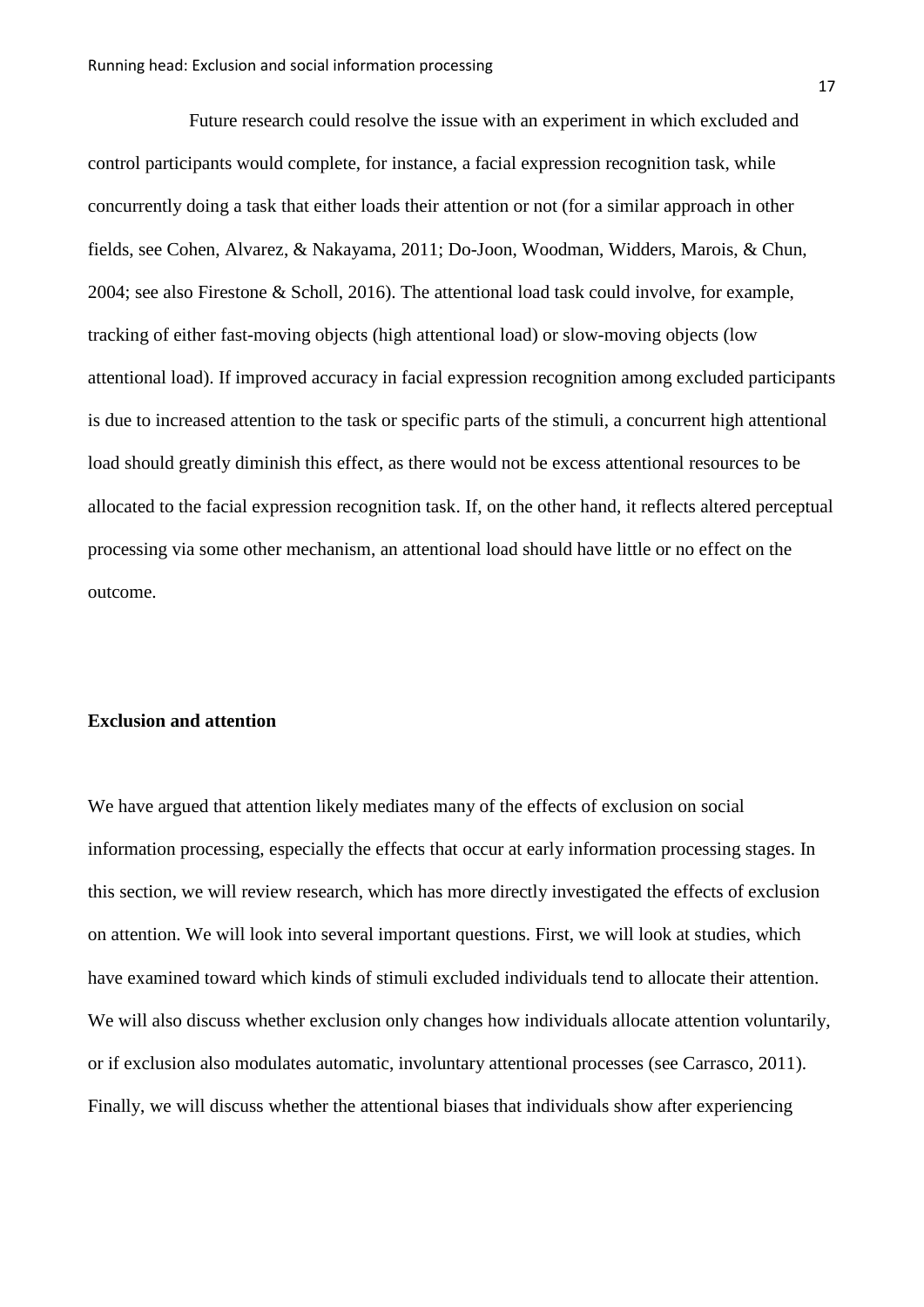Future research could resolve the issue with an experiment in which excluded and control participants would complete, for instance, a facial expression recognition task, while concurrently doing a task that either loads their attention or not (for a similar approach in other fields, see Cohen, Alvarez, & Nakayama, 2011; Do-Joon, Woodman, Widders, Marois, & Chun, 2004; see also Firestone & Scholl, 2016). The attentional load task could involve, for example, tracking of either fast-moving objects (high attentional load) or slow-moving objects (low attentional load). If improved accuracy in facial expression recognition among excluded participants is due to increased attention to the task or specific parts of the stimuli, a concurrent high attentional load should greatly diminish this effect, as there would not be excess attentional resources to be allocated to the facial expression recognition task. If, on the other hand, it reflects altered perceptual processing via some other mechanism, an attentional load should have little or no effect on the outcome.

**Exclusion and attention**

We have argued that attention likely mediates many of the effects of exclusion on social information processing, especially the effects that occur at early information processing stages. In this section, we will review research, which has more directly investigated the effects of exclusion on attention. We will look into several important questions. First, we will look at studies, which have examined toward which kinds of stimuli excluded individuals tend to allocate their attention. We will also discuss whether exclusion only changes how individuals allocate attention voluntarily, or if exclusion also modulates automatic, involuntary attentional processes (see Carrasco, 2011). Finally, we will discuss whether the attentional biases that individuals show after experiencing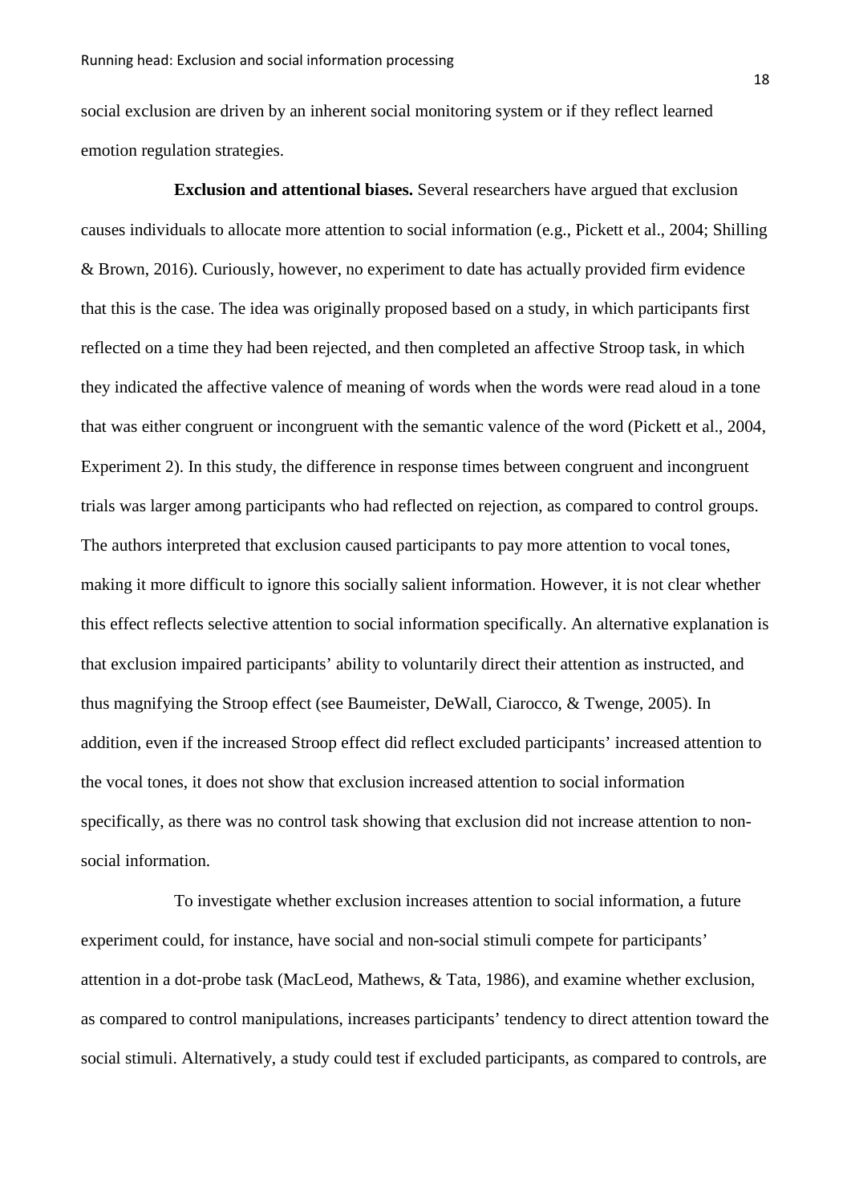social exclusion are driven by an inherent social monitoring system or if they reflect learned emotion regulation strategies.

**Exclusion and attentional biases.** Several researchers have argued that exclusion causes individuals to allocate more attention to social information (e.g., Pickett et al., 2004; Shilling & Brown, 2016). Curiously, however, no experiment to date has actually provided firm evidence that this is the case. The idea was originally proposed based on a study, in which participants first reflected on a time they had been rejected, and then completed an affective Stroop task, in which they indicated the affective valence of meaning of words when the words were read aloud in a tone that was either congruent or incongruent with the semantic valence of the word (Pickett et al., 2004, Experiment 2). In this study, the difference in response times between congruent and incongruent trials was larger among participants who had reflected on rejection, as compared to control groups. The authors interpreted that exclusion caused participants to pay more attention to vocal tones, making it more difficult to ignore this socially salient information. However, it is not clear whether this effect reflects selective attention to social information specifically. An alternative explanation is that exclusion impaired participants' ability to voluntarily direct their attention as instructed, and thus magnifying the Stroop effect (see Baumeister, DeWall, Ciarocco, & Twenge, 2005). In addition, even if the increased Stroop effect did reflect excluded participants' increased attention to the vocal tones, it does not show that exclusion increased attention to social information specifically, as there was no control task showing that exclusion did not increase attention to non-social information.

To investigate whether exclusion increases attention to social information, a future experiment could, for instance, have social and non-social stimuli compete for participants' attention in a dot-probe task (MacLeod, Mathews, & Tata, 1986), and examine whether exclusion, as compared to control manipulations, increases participants' tendency to direct attention toward the social stimuli. Alternatively, a study could test if excluded participants, as compared to controls, are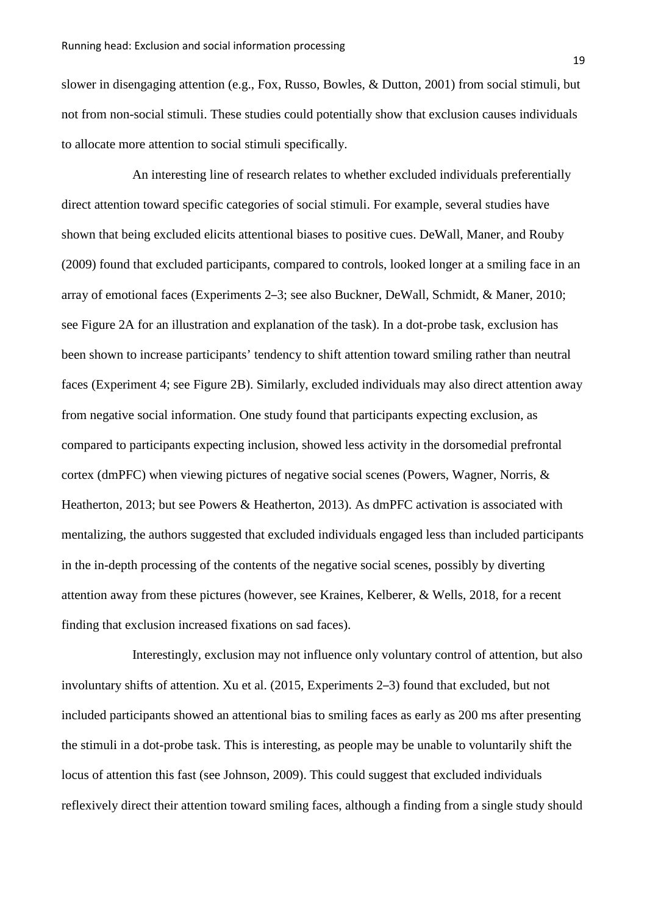slower in disengaging attention (e.g., Fox, Russo, Bowles, & Dutton, 2001) from social stimuli, but not from non-social stimuli. These studies could potentially show that exclusion causes individuals to allocate more attention to social stimuli specifically.

An interesting line of research relates to whether excluded individuals preferentially direct attention toward specific categories of social stimuli. For example, several studies have shown that being excluded elicits attentional biases to positive cues. DeWall, Maner, and Rouby (2009) found that excluded participants, compared to controls, looked longer at a smiling face in an array of emotional faces (Experiments 2–3; see also Buckner, DeWall, Schmidt, & Maner, 2010; see Figure 2A for an illustration and explanation of the task). In a dot-probe task, exclusion has been shown to increase participants' tendency to shift attention toward smiling rather than neutral faces (Experiment 4; see Figure 2B). Similarly, excluded individuals may also direct attention away from negative social information. One study found that participants expecting exclusion, as compared to participants expecting inclusion, showed less activity in the dorsomedial prefrontal cortex (dmPFC) when viewing pictures of negative social scenes (Powers, Wagner, Norris, & Heatherton, 2013; but see Powers & Heatherton, 2013). As dmPFC activation is associated with mentalizing, the authors suggested that excluded individuals engaged less than included participants in the in-depth processing of the contents of the negative social scenes, possibly by diverting attention away from these pictures (however, see Kraines, Kelberer, & Wells, 2018, for a recent finding that exclusion increased fixations on sad faces).

Interestingly, exclusion may not influence only voluntary control of attention, but also involuntary shifts of attention. Xu et al. (2015, Experiments 2–3) found that excluded, but not included participants showed an attentional bias to smiling faces as early as 200 ms after presenting the stimuli in a dot-probe task. This is interesting, as people may be unable to voluntarily shift the locus of attention this fast (see Johnson, 2009). This could suggest that excluded individuals reflexively direct their attention toward smiling faces, although a finding from a single study should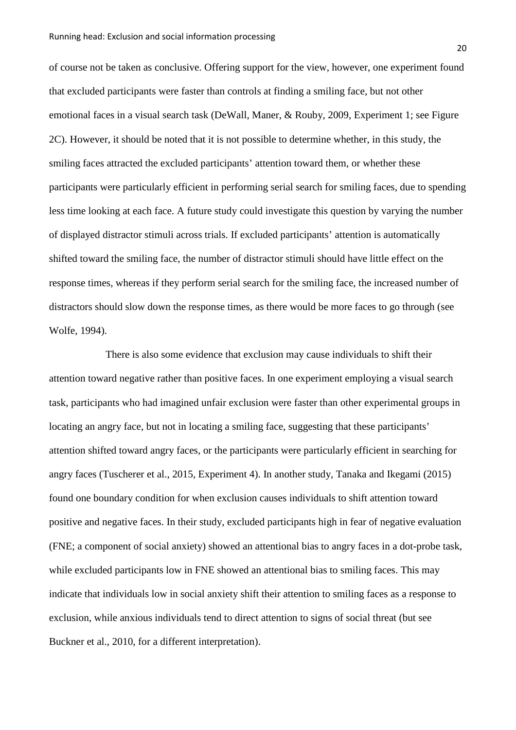of course not be taken as conclusive. Offering support for the view, however, one experiment found that excluded participants were faster than controls at finding a smiling face, but not other emotional faces in a visual search task (DeWall, Maner, & Rouby, 2009, Experiment 1; see Figure 2C). However, it should be noted that it is not possible to determine whether, in this study, the smiling faces attracted the excluded participants' attention toward them, or whether these participants were particularly efficient in performing serial search for smiling faces, due to spending less time looking at each face. A future study could investigate this question by varying the number of displayed distractor stimuli across trials. If excluded participants' attention is automatically shifted toward the smiling face, the number of distractor stimuli should have little effect on the response times, whereas if they perform serial search for the smiling face, the increased number of distractors should slow down the response times, as there would be more faces to go through (see Wolfe, 1994).

There is also some evidence that exclusion may cause individuals to shift their attention toward negative rather than positive faces. In one experiment employing a visual search task, participants who had imagined unfair exclusion were faster than other experimental groups in locating an angry face, but not in locating a smiling face, suggesting that these participants' attention shifted toward angry faces, or the participants were particularly efficient in searching for angry faces (Tuscherer et al., 2015, Experiment 4). In another study, Tanaka and Ikegami (2015) found one boundary condition for when exclusion causes individuals to shift attention toward positive and negative faces. In their study, excluded participants high in fear of negative evaluation (FNE; a component of social anxiety) showed an attentional bias to angry faces in a dot-probe task, while excluded participants low in FNE showed an attentional bias to smiling faces. This may indicate that individuals low in social anxiety shift their attention to smiling faces as a response to exclusion, while anxious individuals tend to direct attention to signs of social threat (but see Buckner et al., 2010, for a different interpretation).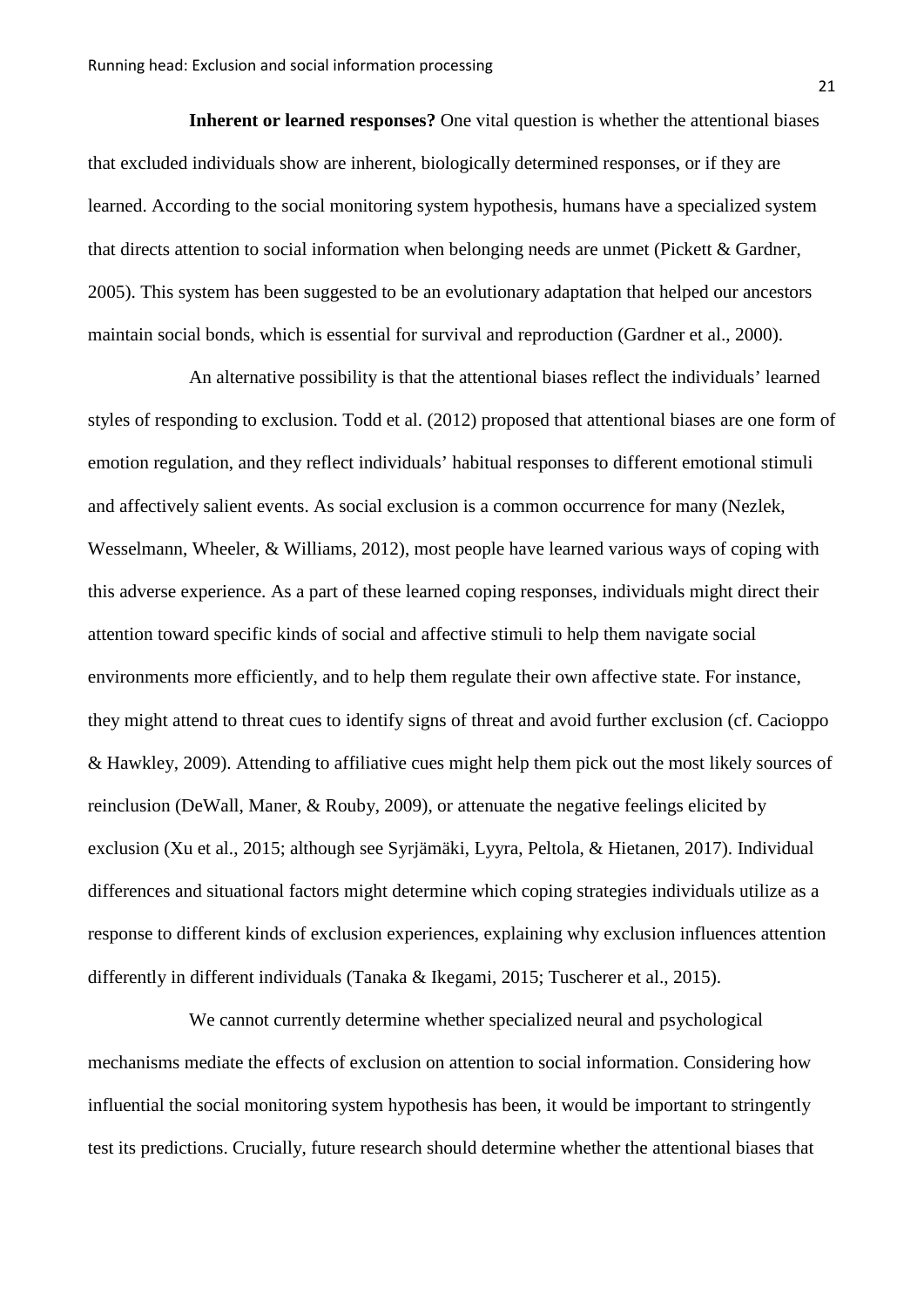**Inherent or learned responses?** One vital question is whether the attentional biases that excluded individuals show are inherent, biologically determined responses, or if they are learned. According to the social monitoring system hypothesis, humans have a specialized system that directs attention to social information when belonging needs are unmet (Pickett & Gardner, 2005). This system has been suggested to be an evolutionary adaptation that helped our ancestors maintain social bonds, which is essential for survival and reproduction (Gardner et al., 2000).

An alternative possibility is that the attentional biases reflect the individuals' learned styles of responding to exclusion. Todd et al. (2012) proposed that attentional biases are one form of emotion regulation, and they reflect individuals' habitual responses to different emotional stimuli and affectively salient events. As social exclusion is a common occurrence for many (Nezlek, Wesselmann, Wheeler, & Williams, 2012), most people have learned various ways of coping with this adverse experience. As a part of these learned coping responses, individuals might direct their attention toward specific kinds of social and affective stimuli to help them navigate social environments more efficiently, and to help them regulate their own affective state. For instance, they might attend to threat cues to identify signs of threat and avoid further exclusion (cf. Cacioppo & Hawkley, 2009). Attending to affiliative cues might help them pick out the most likely sources of reinclusion (DeWall, Maner, & Rouby, 2009), or attenuate the negative feelings elicited by exclusion (Xu et al., 2015; although see Syrjämäki, Lyyra, Peltola, & Hietanen, 2017). Individual differences and situational factors might determine which coping strategies individuals utilize as a response to different kinds of exclusion experiences, explaining why exclusion influences attention differently in different individuals (Tanaka & Ikegami, 2015; Tuscherer et al., 2015).

We cannot currently determine whether specialized neural and psychological mechanisms mediate the effects of exclusion on attention to social information. Considering how influential the social monitoring system hypothesis has been, it would be important to stringently test its predictions. Crucially, future research should determine whether the attentional biases that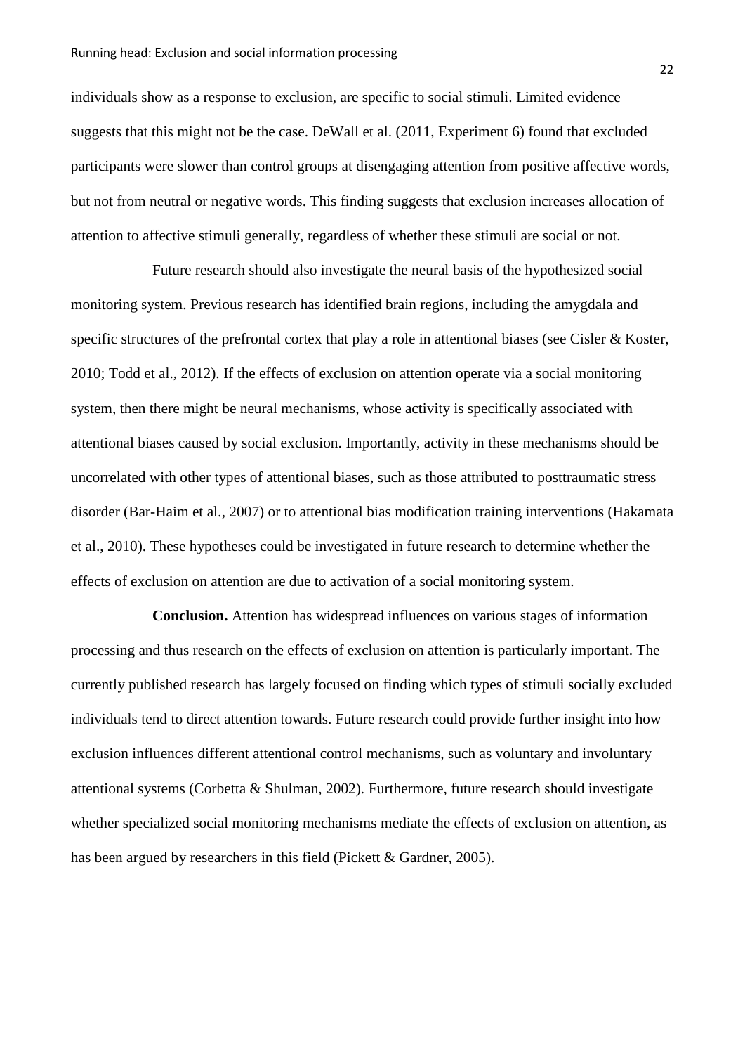individuals show as a response to exclusion, are specific to social stimuli. Limited evidence suggests that this might not be the case. DeWall et al. (2011, Experiment 6) found that excluded participants were slower than control groups at disengaging attention from positive affective words, but not from neutral or negative words. This finding suggests that exclusion increases allocation of attention to affective stimuli generally, regardless of whether these stimuli are social or not.

Future research should also investigate the neural basis of the hypothesized social monitoring system. Previous research has identified brain regions, including the amygdala and specific structures of the prefrontal cortex that play a role in attentional biases (see Cisler & Koster, 2010; Todd et al., 2012). If the effects of exclusion on attention operate via a social monitoring system, then there might be neural mechanisms, whose activity is specifically associated with attentional biases caused by social exclusion. Importantly, activity in these mechanisms should be uncorrelated with other types of attentional biases, such as those attributed to posttraumatic stress disorder (Bar-Haim et al., 2007) or to attentional bias modification training interventions (Hakamata et al., 2010). These hypotheses could be investigated in future research to determine whether the effects of exclusion on attention are due to activation of a social monitoring system.

**Conclusion.** Attention has widespread influences on various stages of information processing and thus research on the effects of exclusion on attention is particularly important. The currently published research has largely focused on finding which types of stimuli socially excluded individuals tend to direct attention towards. Future research could provide further insight into how exclusion influences different attentional control mechanisms, such as voluntary and involuntary attentional systems (Corbetta & Shulman, 2002). Furthermore, future research should investigate whether specialized social monitoring mechanisms mediate the effects of exclusion on attention, as has been argued by researchers in this field (Pickett & Gardner, 2005).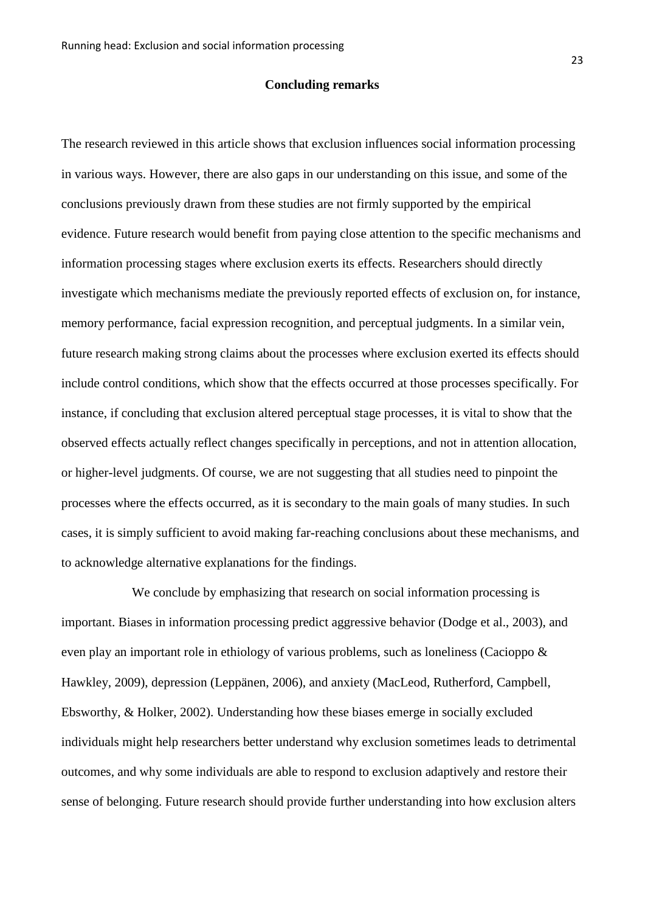## Concluding remarks

The research reviewed in this article shows that exclusion influences social information processing in various ways. However, there are also gaps in our understanding on this issue, and some of the conclusions previously drawn from these studies are not firmly supported by the empirical evidence. Future research would benefit from paying close attention to the specific mechanisms and information processing stages where exclusion exerts its effects. Researchers should directly investigate which mechanisms mediate the previously reported effects of exclusion on, for instance, memory performance, facial expression recognition, and perceptual judgments. In a similar vein, future research making strong claims about the processes where exclusion exerted its effects should include control conditions, which show that the effects occurred at those processes specifically. For instance, if concluding that exclusion altered perceptual stage processes, it is vital to show that the observed effects actually reflect changes specifically in perceptions, and not in attention allocation, or higher-level judgments. Of course, we are not suggesting that all studies need to pinpoint the processes where the effects occurred, as it is secondary to the main goals of many studies. In such cases, it is simply sufficient to avoid making far-reaching conclusions about these mechanisms, and to acknowledge alternative explanations for the findings.

We conclude by emphasizing that research on social information processing is important. Biases in information processing predict aggressive behavior (Dodge et al., 2003), and even play an important role in ethiology of various problems, such as loneliness (Cacioppo & Hawkley, 2009), depression (Leppänen, 2006), and anxiety (MacLeod, Rutherford, Campbell, Ebsworthy, & Holker, 2002). Understanding how these biases emerge in socially excluded individuals might help researchers better understand why exclusion sometimes leads to detrimental outcomes, and why some individuals are able to respond to exclusion adaptively and restore their sense of belonging. Future research should provide further understanding into how exclusion alters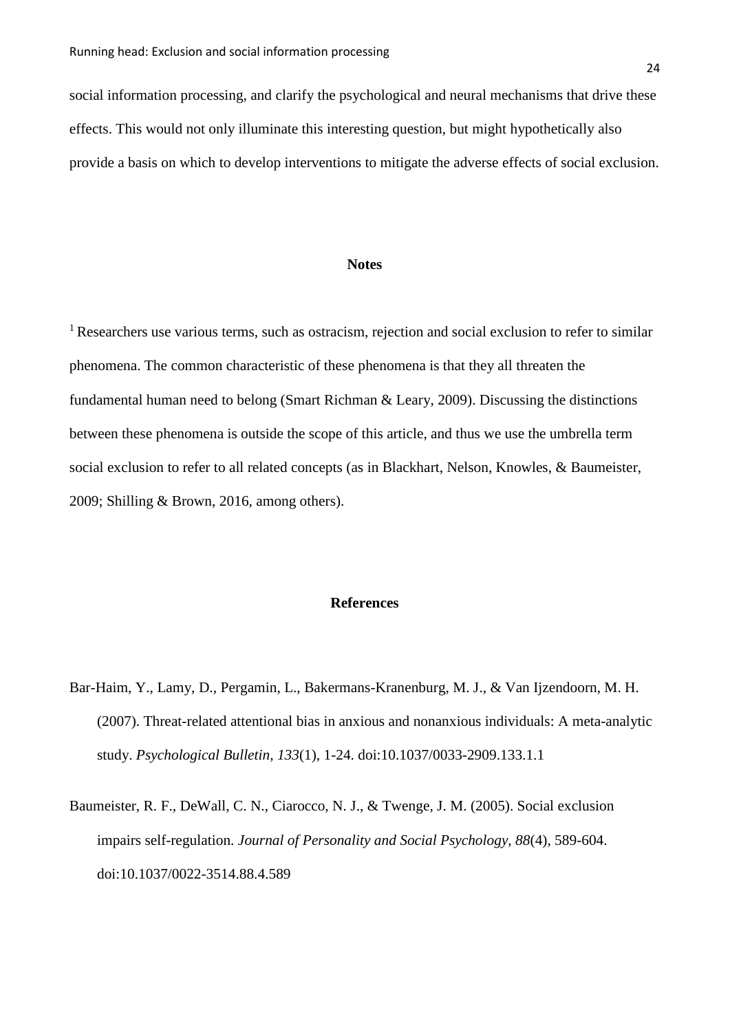social information processing, and clarify the psychological and neural mechanisms that drive these effects. This would not only illuminate this interesting question, but might hypothetically also provide a basis on which to develop interventions to mitigate the adverse effects of social exclusion.

## Notes

[1] Researchers use various terms, such as ostracism, rejection and social exclusion to refer to similar phenomena. The common characteristic of these phenomena is that they all threaten the fundamental human need to belong (Smart Richman & Leary, 2009). Discussing the distinctions between these phenomena is outside the scope of this article, and thus we use the umbrella term social exclusion to refer to all related concepts (as in Blackhart, Nelson, Knowles, & Baumeister, 2009; Shilling & Brown, 2016, among others).

## References

Bar-Haim, Y., Lamy, D., Pergamin, L., Bakermans-Kranenburg, M. J., & Van Ijzendoorn, M. H. (2007). Threat-related attentional bias in anxious and nonanxious individuals: A meta-analytic study. *Psychological Bulletin*, *133*(1), 1-24. doi:10.1037/0033-2909.133.1.1

Baumeister, R. F., DeWall, C. N., Ciarocco, N. J., & Twenge, J. M. (2005). Social exclusion impairs self-regulation. *Journal of Personality and Social Psychology*, *88*(4), 589-604. doi:10.1037/0022-3514.88.4.589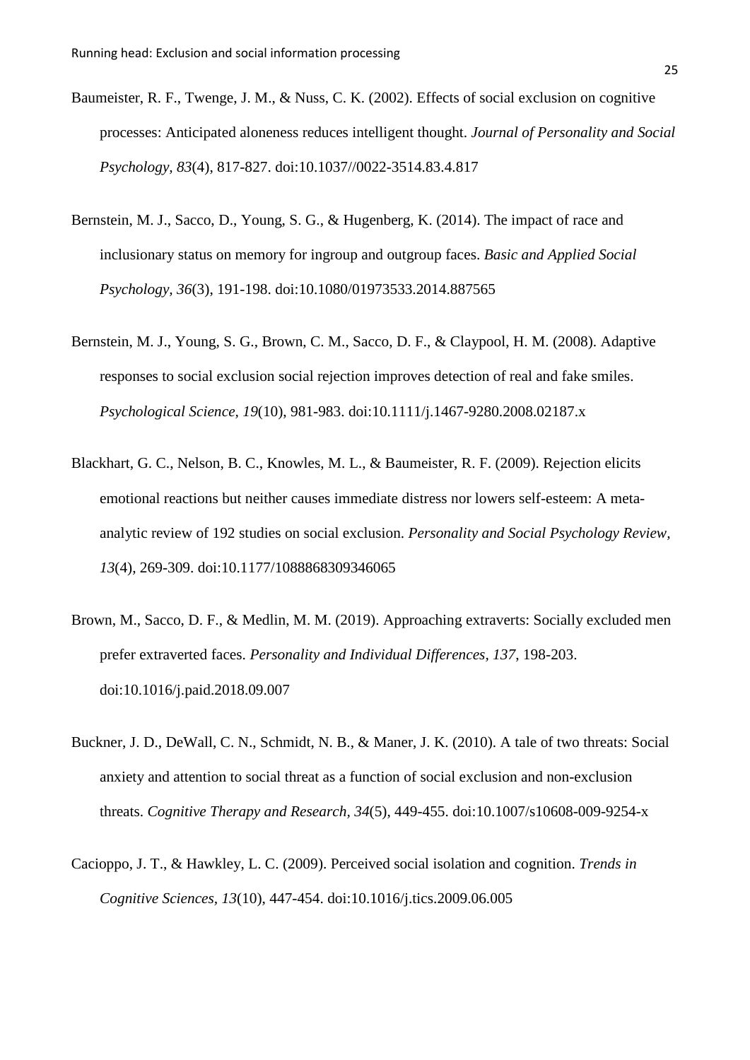Baumeister, R. F., Twenge, J. M., & Nuss, C. K. (2002). Effects of social exclusion on cognitive processes: Anticipated aloneness reduces intelligent thought. *Journal of Personality and Social Psychology, 83*(4), 817-827. doi:10.1037//0022-3514.83.4.817

Bernstein, M. J., Sacco, D., Young, S. G., & Hugenberg, K. (2014). The impact of race and inclusionary status on memory for ingroup and outgroup faces. *Basic and Applied Social Psychology, 36*(3), 191-198. doi:10.1080/01973533.2014.887565

Bernstein, M. J., Young, S. G., Brown, C. M., Sacco, D. F., & Claypool, H. M. (2008). Adaptive responses to social exclusion social rejection improves detection of real and fake smiles. *Psychological Science, 19*(10), 981-983. doi:10.1111/j.1467-9280.2008.02187.x

Blackhart, G. C., Nelson, B. C., Knowles, M. L., & Baumeister, R. F. (2009). Rejection elicits emotional reactions but neither causes immediate distress nor lowers self-esteem: A meta-analytic review of 192 studies on social exclusion. *Personality and Social Psychology Review, 13*(4), 269-309. doi:10.1177/1088868309346065

Brown, M., Sacco, D. F., & Medlin, M. M. (2019). Approaching extraverts: Socially excluded men prefer extraverted faces. *Personality and Individual Differences, 137*, 198-203. doi:10.1016/j.paid.2018.09.007

Buckner, J. D., DeWall, C. N., Schmidt, N. B., & Maner, J. K. (2010). A tale of two threats: Social anxiety and attention to social threat as a function of social exclusion and non-exclusion threats. *Cognitive Therapy and Research, 34*(5), 449-455. doi:10.1007/s10608-009-9254-x

Cacioppo, J. T., & Hawkley, L. C. (2009). Perceived social isolation and cognition. *Trends in Cognitive Sciences, 13*(10), 447-454. doi:10.1016/j.tics.2009.06.005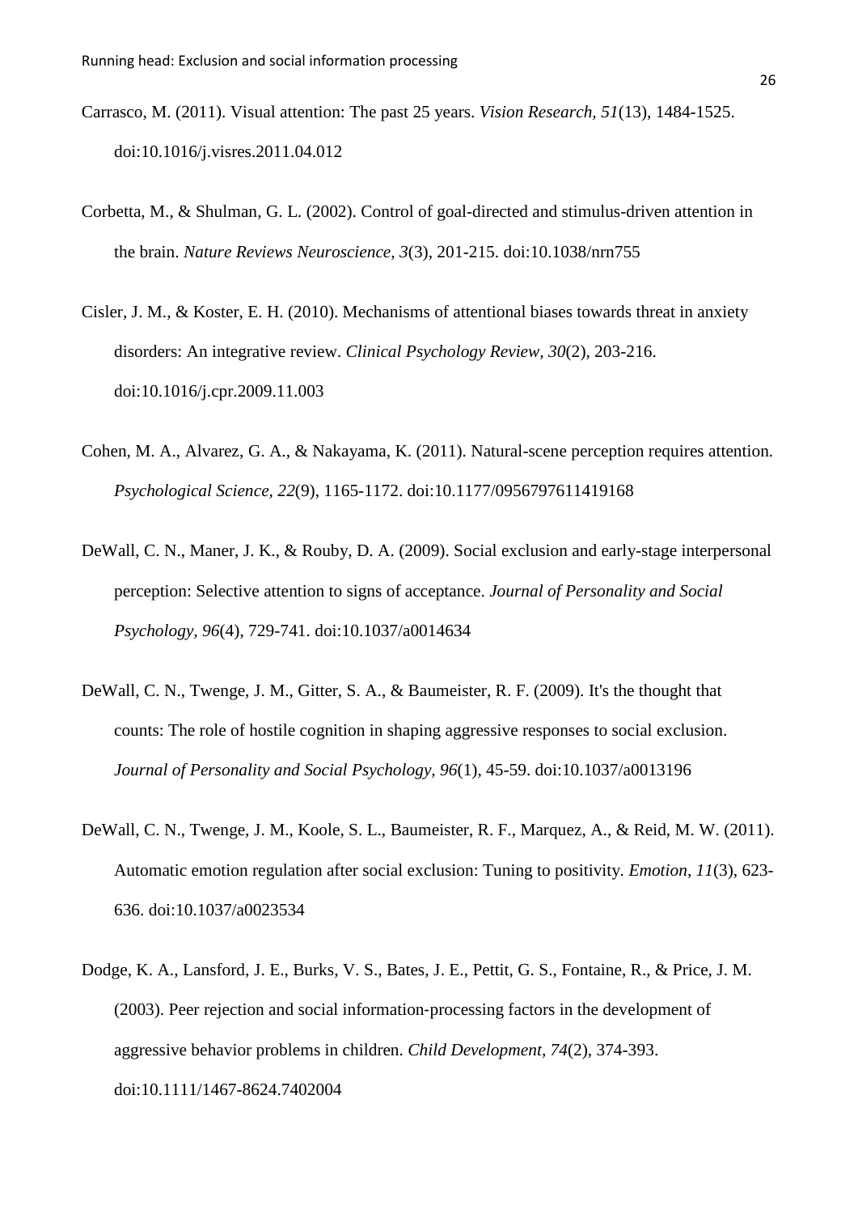Carrasco, M. (2011). Visual attention: The past 25 years. *Vision Research, 51*(13), 1484-1525. doi:10.1016/j.visres.2011.04.012

Corbetta, M., & Shulman, G. L. (2002). Control of goal-directed and stimulus-driven attention in the brain. *Nature Reviews Neuroscience, 3*(3), 201-215. doi:10.1038/nrn755

Cisler, J. M., & Koster, E. H. (2010). Mechanisms of attentional biases towards threat in anxiety disorders: An integrative review. *Clinical Psychology Review, 30*(2), 203-216. doi:10.1016/j.cpr.2009.11.003

Cohen, M. A., Alvarez, G. A., & Nakayama, K. (2011). Natural-scene perception requires attention. *Psychological Science, 22*(9), 1165-1172. doi:10.1177/0956797611419168

DeWall, C. N., Maner, J. K., & Rouby, D. A. (2009). Social exclusion and early-stage interpersonal perception: Selective attention to signs of acceptance. *Journal of Personality and Social Psychology, 96*(4), 729-741. doi:10.1037/a0014634

DeWall, C. N., Twenge, J. M., Gitter, S. A., & Baumeister, R. F. (2009). It's the thought that counts: The role of hostile cognition in shaping aggressive responses to social exclusion. *Journal of Personality and Social Psychology, 96*(1), 45-59. doi:10.1037/a0013196

DeWall, C. N., Twenge, J. M., Koole, S. L., Baumeister, R. F., Marquez, A., & Reid, M. W. (2011). Automatic emotion regulation after social exclusion: Tuning to positivity. *Emotion, 11*(3), 623-636. doi:10.1037/a0023534

Dodge, K. A., Lansford, J. E., Burks, V. S., Bates, J. E., Pettit, G. S., Fontaine, R., & Price, J. M. (2003). Peer rejection and social information-processing factors in the development of aggressive behavior problems in children. *Child Development, 74*(2), 374-393. doi:10.1111/1467-8624.7402004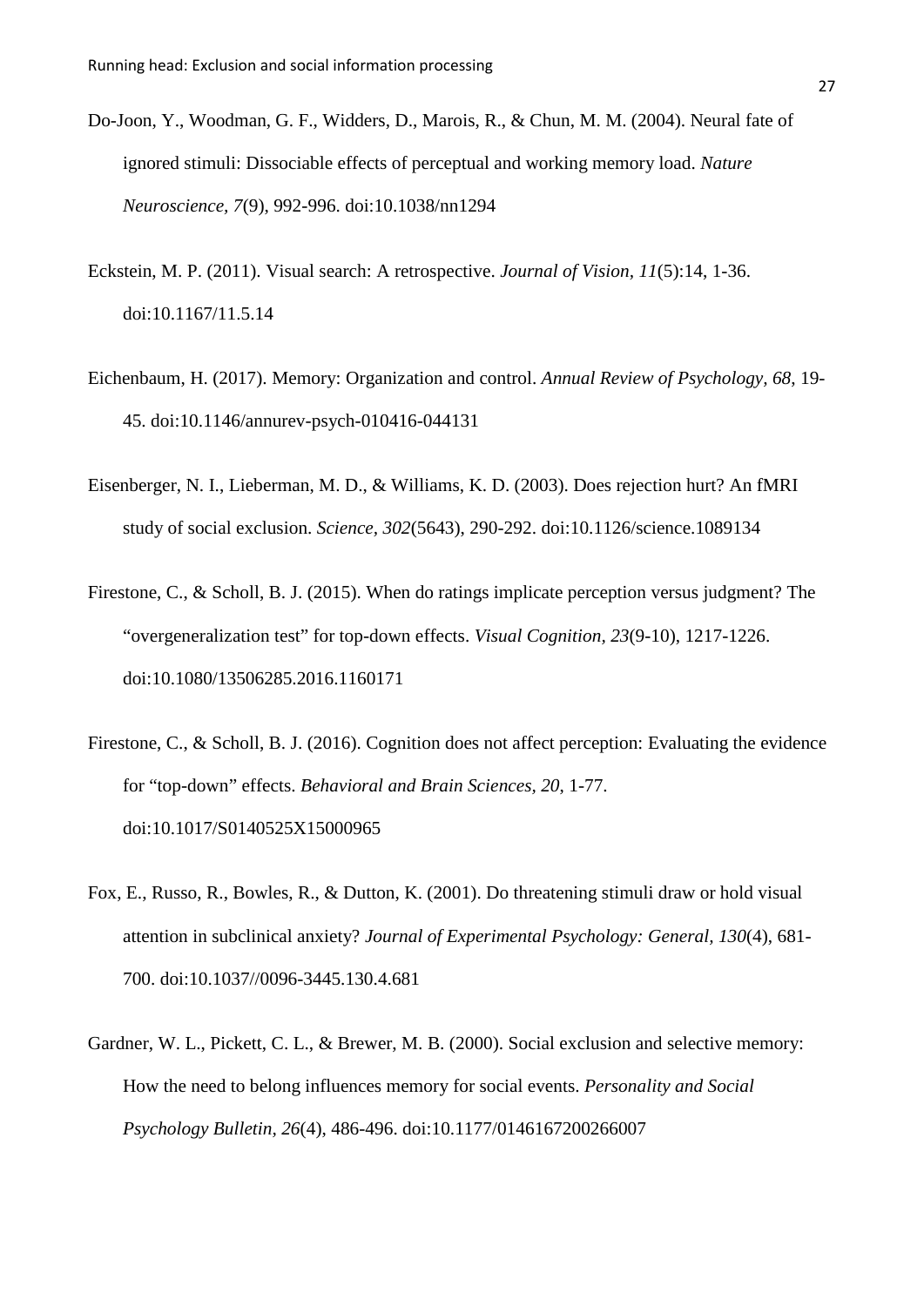Do-Joon, Y., Woodman, G. F., Widders, D., Marois, R., & Chun, M. M. (2004). Neural fate of ignored stimuli: Dissociable effects of perceptual and working memory load. *Nature Neuroscience, 7*(9), 992-996. doi:10.1038/nn1294

Eckstein, M. P. (2011). Visual search: A retrospective. *Journal of Vision, 11*(5):14, 1-36. doi:10.1167/11.5.14

Eichenbaum, H. (2017). Memory: Organization and control. *Annual Review of Psychology, 68*, 19-45. doi:10.1146/annurev-psych-010416-044131

Eisenberger, N. I., Lieberman, M. D., & Williams, K. D. (2003). Does rejection hurt? An fMRI study of social exclusion. *Science, 302*(5643), 290-292. doi:10.1126/science.1089134

Firestone, C., & Scholl, B. J. (2015). When do ratings implicate perception versus judgment? The "overgeneralization test" for top-down effects. *Visual Cognition, 23*(9-10), 1217-1226. doi:10.1080/13506285.2016.1160171

Firestone, C., & Scholl, B. J. (2016). Cognition does not affect perception: Evaluating the evidence for "top-down" effects. *Behavioral and Brain Sciences, 20*, 1-77. doi:10.1017/S0140525X15000965

Fox, E., Russo, R., Bowles, R., & Dutton, K. (2001). Do threatening stimuli draw or hold visual attention in subclinical anxiety? *Journal of Experimental Psychology: General, 130*(4), 681-700. doi:10.1037//0096-3445.130.4.681

Gardner, W. L., Pickett, C. L., & Brewer, M. B. (2000). Social exclusion and selective memory: How the need to belong influences memory for social events. *Personality and Social Psychology Bulletin, 26*(4), 486-496. doi:10.1177/0146167200266007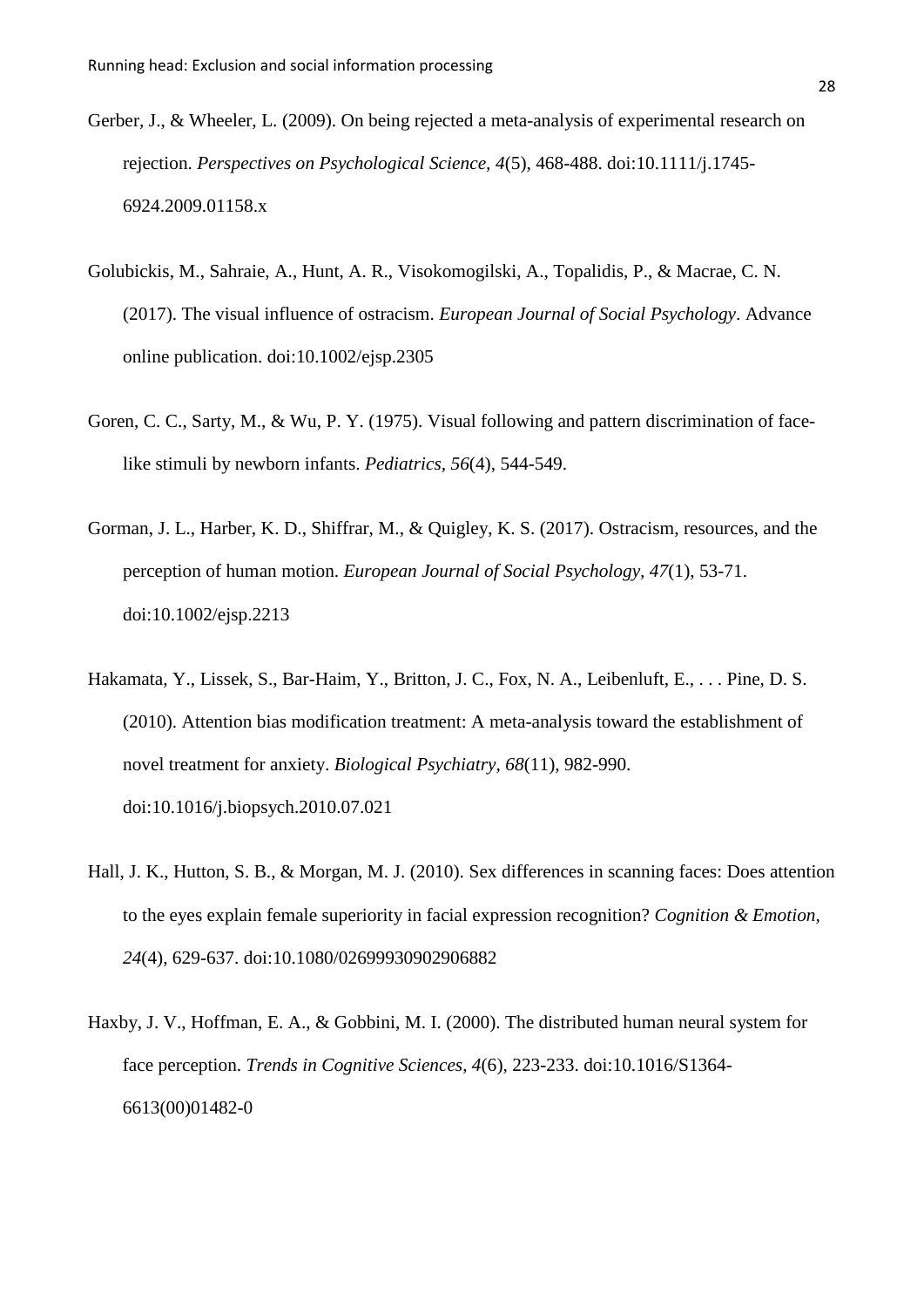Gerber, J., & Wheeler, L. (2009). On being rejected a meta-analysis of experimental research on rejection. *Perspectives on Psychological Science, 4*(5), 468-488. doi:10.1111/j.1745-6924.2009.01158.x

Golubickis, M., Sahraie, A., Hunt, A. R., Visokomogilski, A., Topalidis, P., & Macrae, C. N. (2017). The visual influence of ostracism. *European Journal of Social Psychology*. Advance online publication. doi:10.1002/ejsp.2305

Goren, C. C., Sarty, M., & Wu, P. Y. (1975). Visual following and pattern discrimination of face-like stimuli by newborn infants. *Pediatrics, 56*(4), 544-549.

Gorman, J. L., Harber, K. D., Shiffrar, M., & Quigley, K. S. (2017). Ostracism, resources, and the perception of human motion. *European Journal of Social Psychology, 47*(1), 53-71. doi:10.1002/ejsp.2213

Hakamata, Y., Lissek, S., Bar-Haim, Y., Britton, J. C., Fox, N. A., Leibenluft, E., . . . Pine, D. S. (2010). Attention bias modification treatment: A meta-analysis toward the establishment of novel treatment for anxiety. *Biological Psychiatry, 68*(11), 982-990. doi:10.1016/j.biopsych.2010.07.021

Hall, J. K., Hutton, S. B., & Morgan, M. J. (2010). Sex differences in scanning faces: Does attention to the eyes explain female superiority in facial expression recognition? *Cognition & Emotion, 24*(4), 629-637. doi:10.1080/02699930902906882

Haxby, J. V., Hoffman, E. A., & Gobbini, M. I. (2000). The distributed human neural system for face perception. *Trends in Cognitive Sciences, 4*(6), 223-233. doi:10.1016/S1364-6613(00)01482-0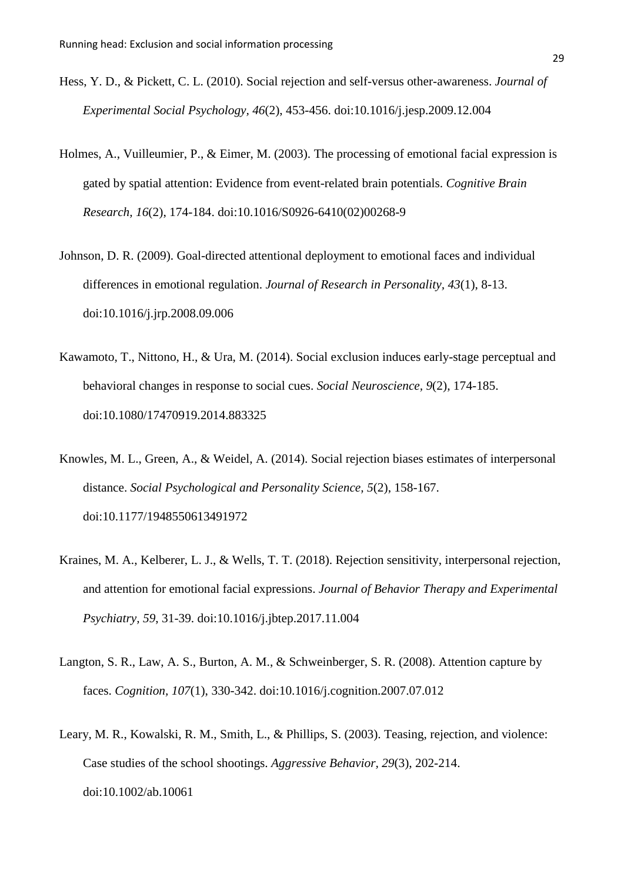Hess, Y. D., & Pickett, C. L. (2010). Social rejection and self-versus other-awareness. *Journal of Experimental Social Psychology, 46*(2), 453-456. doi:10.1016/j.jesp.2009.12.004

Holmes, A., Vuilleumier, P., & Eimer, M. (2003). The processing of emotional facial expression is gated by spatial attention: Evidence from event-related brain potentials. *Cognitive Brain Research, 16*(2), 174-184. doi:10.1016/S0926-6410(02)00268-9

Johnson, D. R. (2009). Goal-directed attentional deployment to emotional faces and individual differences in emotional regulation. *Journal of Research in Personality, 43*(1), 8-13. doi:10.1016/j.jrp.2008.09.006

Kawamoto, T., Nittono, H., & Ura, M. (2014). Social exclusion induces early-stage perceptual and behavioral changes in response to social cues. *Social Neuroscience, 9*(2), 174-185. doi:10.1080/17470919.2014.883325

Knowles, M. L., Green, A., & Weidel, A. (2014). Social rejection biases estimates of interpersonal distance. *Social Psychological and Personality Science, 5*(2), 158-167. doi:10.1177/1948550613491972

Kraines, M. A., Kelberer, L. J., & Wells, T. T. (2018). Rejection sensitivity, interpersonal rejection, and attention for emotional facial expressions. *Journal of Behavior Therapy and Experimental Psychiatry, 59*, 31-39. doi:10.1016/j.jbtep.2017.11.004

Langton, S. R., Law, A. S., Burton, A. M., & Schweinberger, S. R. (2008). Attention capture by faces. *Cognition, 107*(1), 330-342. doi:10.1016/j.cognition.2007.07.012

Leary, M. R., Kowalski, R. M., Smith, L., & Phillips, S. (2003). Teasing, rejection, and violence: Case studies of the school shootings. *Aggressive Behavior, 29*(3), 202-214. doi:10.1002/ab.10061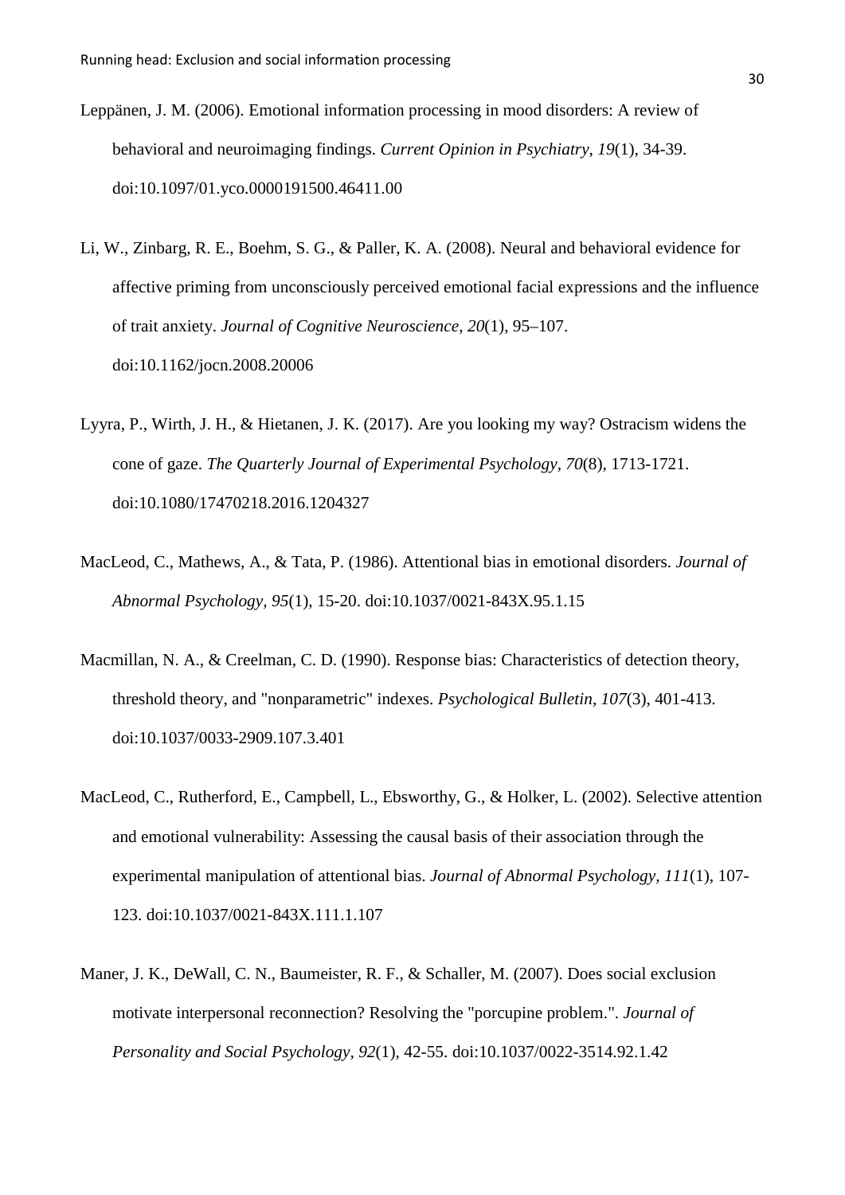Leppänen, J. M. (2006). Emotional information processing in mood disorders: A review of behavioral and neuroimaging findings. *Current Opinion in Psychiatry, 19*(1), 34-39. doi:10.1097/01.yco.0000191500.46411.00

Li, W., Zinbarg, R. E., Boehm, S. G., & Paller, K. A. (2008). Neural and behavioral evidence for affective priming from unconsciously perceived emotional facial expressions and the influence of trait anxiety. *Journal of Cognitive Neuroscience*, *20*(1), 95–107. doi:10.1162/jocn.2008.20006

Lyyra, P., Wirth, J. H., & Hietanen, J. K. (2017). Are you looking my way? Ostracism widens the cone of gaze. *The Quarterly Journal of Experimental Psychology, 70*(8), 1713-1721. doi:10.1080/17470218.2016.1204327

MacLeod, C., Mathews, A., & Tata, P. (1986). Attentional bias in emotional disorders. *Journal of Abnormal Psychology, 95*(1), 15-20. doi:10.1037/0021-843X.95.1.15

Macmillan, N. A., & Creelman, C. D. (1990). Response bias: Characteristics of detection theory, threshold theory, and "nonparametric" indexes. *Psychological Bulletin, 107*(3), 401-413. doi:10.1037/0033-2909.107.3.401

MacLeod, C., Rutherford, E., Campbell, L., Ebsworthy, G., & Holker, L. (2002). Selective attention and emotional vulnerability: Assessing the causal basis of their association through the experimental manipulation of attentional bias. *Journal of Abnormal Psychology, 111*(1), 107-123. doi:10.1037/0021-843X.111.1.107

Maner, J. K., DeWall, C. N., Baumeister, R. F., & Schaller, M. (2007). Does social exclusion motivate interpersonal reconnection? Resolving the "porcupine problem.". *Journal of Personality and Social Psychology, 92*(1), 42-55. doi:10.1037/0022-3514.92.1.42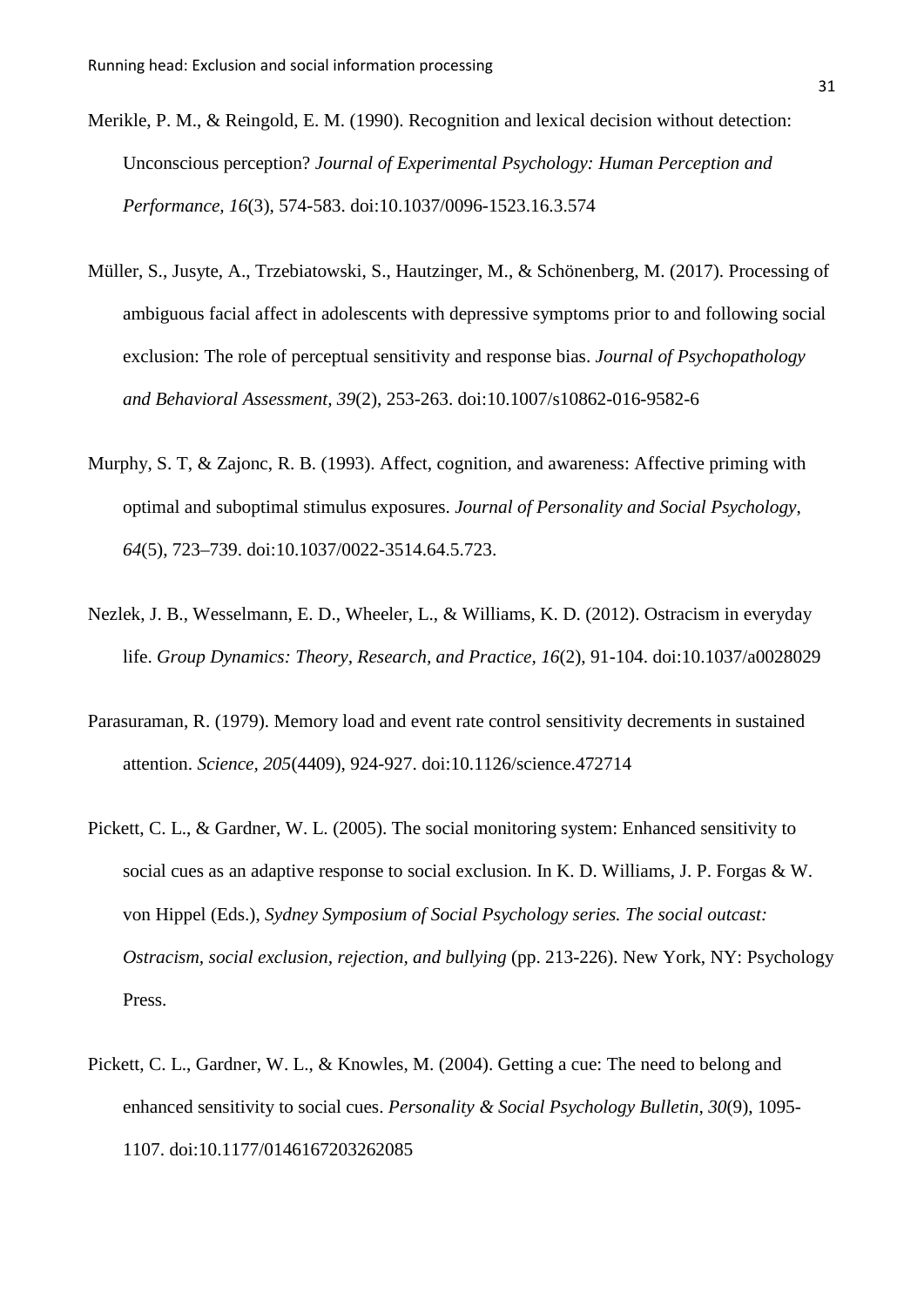Merikle, P. M., & Reingold, E. M. (1990). Recognition and lexical decision without detection: Unconscious perception? *Journal of Experimental Psychology: Human Perception and Performance, 16*(3), 574-583. doi:10.1037/0096-1523.16.3.574

Müller, S., Jusyte, A., Trzebiatowski, S., Hautzinger, M., & Schönenberg, M. (2017). Processing of ambiguous facial affect in adolescents with depressive symptoms prior to and following social exclusion: The role of perceptual sensitivity and response bias. *Journal of Psychopathology and Behavioral Assessment, 39*(2), 253-263. doi:10.1007/s10862-016-9582-6

Murphy, S. T, & Zajonc, R. B. (1993). Affect, cognition, and awareness: Affective priming with optimal and suboptimal stimulus exposures. *Journal of Personality and Social Psychology*, *64*(5), 723–739. doi:10.1037/0022-3514.64.5.723.

Nezlek, J. B., Wesselmann, E. D., Wheeler, L., & Williams, K. D. (2012). Ostracism in everyday life. *Group Dynamics: Theory, Research, and Practice, 16*(2), 91-104. doi:10.1037/a0028029

Parasuraman, R. (1979). Memory load and event rate control sensitivity decrements in sustained attention. *Science, 205*(4409), 924-927. doi:10.1126/science.472714

Pickett, C. L., & Gardner, W. L. (2005). The social monitoring system: Enhanced sensitivity to social cues as an adaptive response to social exclusion. In K. D. Williams, J. P. Forgas & W. von Hippel (Eds.), *Sydney Symposium of Social Psychology series. The social outcast: Ostracism, social exclusion, rejection, and bullying* (pp. 213-226). New York, NY: Psychology Press.

Pickett, C. L., Gardner, W. L., & Knowles, M. (2004). Getting a cue: The need to belong and enhanced sensitivity to social cues. *Personality & Social Psychology Bulletin, 30*(9), 1095-1107. doi:10.1177/0146167203262085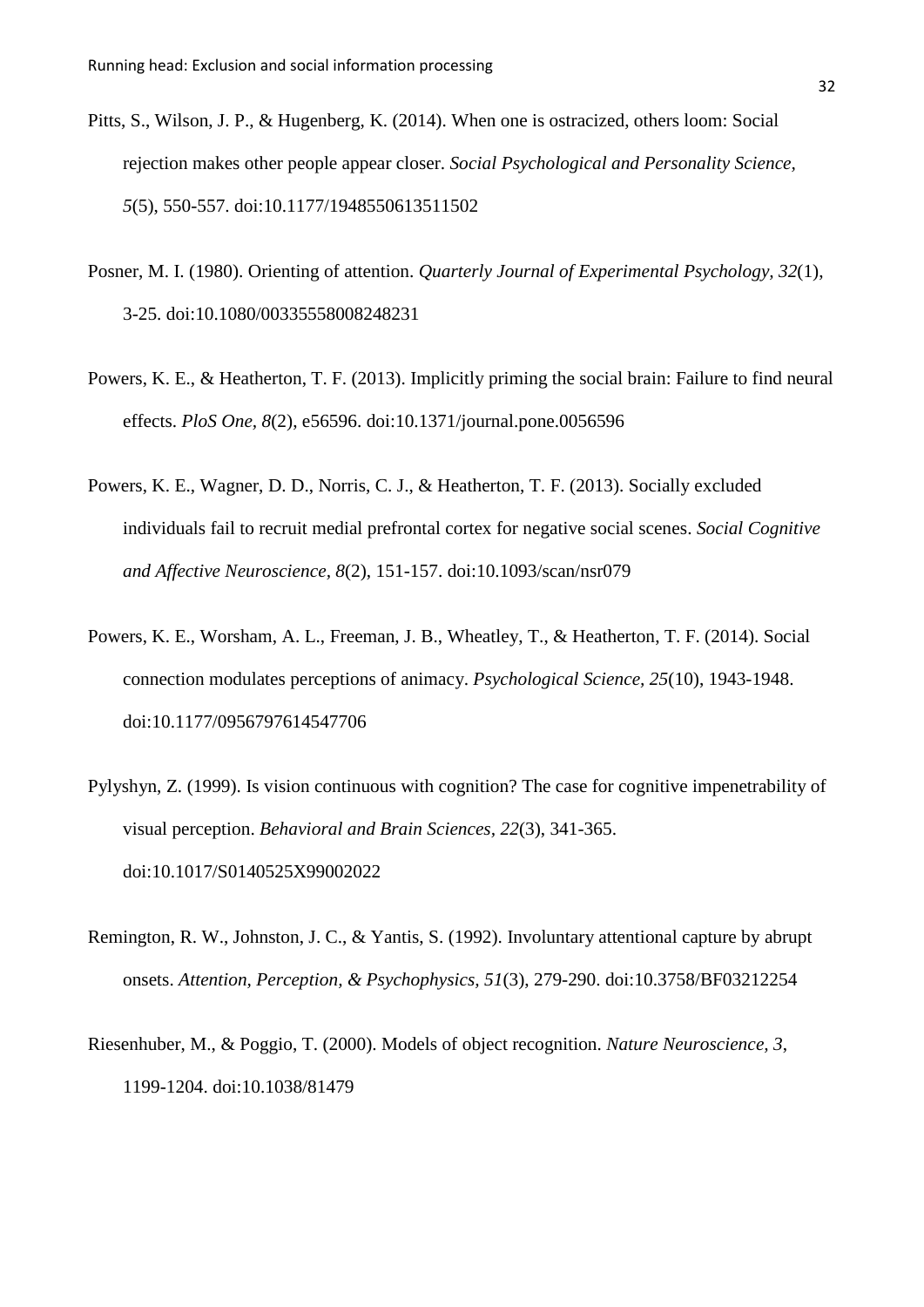Pitts, S., Wilson, J. P., & Hugenberg, K. (2014). When one is ostracized, others loom: Social rejection makes other people appear closer. *Social Psychological and Personality Science, 5*(5), 550-557. doi:10.1177/1948550613511502

Posner, M. I. (1980). Orienting of attention. *Quarterly Journal of Experimental Psychology, 32*(1), 3-25. doi:10.1080/00335558008248231

Powers, K. E., & Heatherton, T. F. (2013). Implicitly priming the social brain: Failure to find neural effects. *PloS One, 8*(2), e56596. doi:10.1371/journal.pone.0056596

Powers, K. E., Wagner, D. D., Norris, C. J., & Heatherton, T. F. (2013). Socially excluded individuals fail to recruit medial prefrontal cortex for negative social scenes. *Social Cognitive and Affective Neuroscience, 8*(2), 151-157. doi:10.1093/scan/nsr079

Powers, K. E., Worsham, A. L., Freeman, J. B., Wheatley, T., & Heatherton, T. F. (2014). Social connection modulates perceptions of animacy. *Psychological Science, 25*(10), 1943-1948. doi:10.1177/0956797614547706

Pylyshyn, Z. (1999). Is vision continuous with cognition? The case for cognitive impenetrability of visual perception. *Behavioral and Brain Sciences, 22*(3), 341-365. doi:10.1017/S0140525X99002022

Remington, R. W., Johnston, J. C., & Yantis, S. (1992). Involuntary attentional capture by abrupt onsets. *Attention, Perception, & Psychophysics, 51*(3), 279-290. doi:10.3758/BF03212254

Riesenhuber, M., & Poggio, T. (2000). Models of object recognition. *Nature Neuroscience, 3*, 1199-1204. doi:10.1038/81479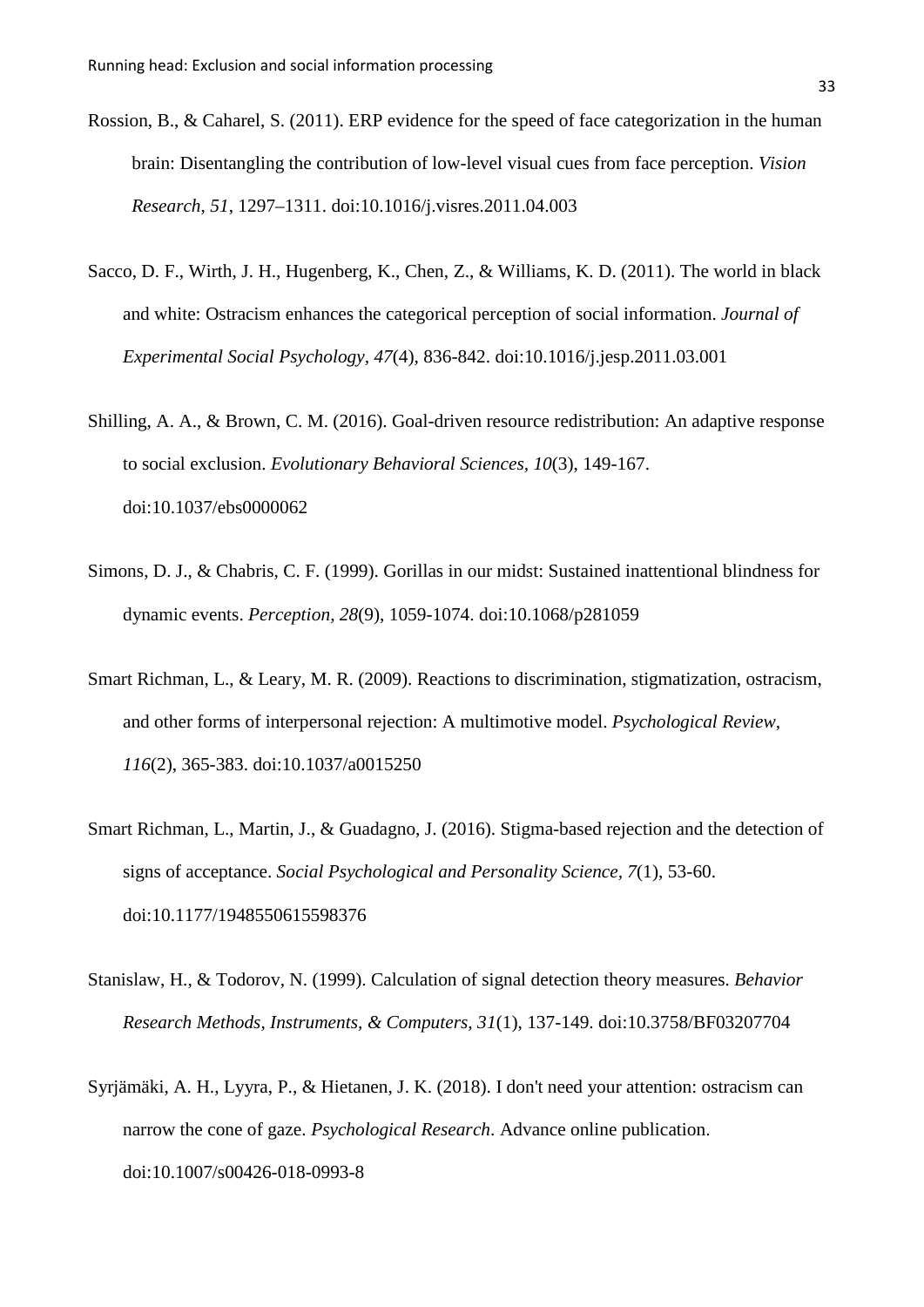Rossion, B., & Caharel, S. (2011). ERP evidence for the speed of face categorization in the human brain: Disentangling the contribution of low-level visual cues from face perception. *Vision Research*, *51*, 1297–1311. doi:10.1016/j.visres.2011.04.003

Sacco, D. F., Wirth, J. H., Hugenberg, K., Chen, Z., & Williams, K. D. (2011). The world in black and white: Ostracism enhances the categorical perception of social information. *Journal of Experimental Social Psychology, 47*(4), 836-842. doi:10.1016/j.jesp.2011.03.001

Shilling, A. A., & Brown, C. M. (2016). Goal-driven resource redistribution: An adaptive response to social exclusion. *Evolutionary Behavioral Sciences, 10*(3), 149-167. doi:10.1037/ebs0000062

Simons, D. J., & Chabris, C. F. (1999). Gorillas in our midst: Sustained inattentional blindness for dynamic events. *Perception, 28*(9), 1059-1074. doi:10.1068/p281059

Smart Richman, L., & Leary, M. R. (2009). Reactions to discrimination, stigmatization, ostracism, and other forms of interpersonal rejection: A multimotive model. *Psychological Review, 116*(2), 365-383. doi:10.1037/a0015250

Smart Richman, L., Martin, J., & Guadagno, J. (2016). Stigma-based rejection and the detection of signs of acceptance. *Social Psychological and Personality Science, 7*(1), 53-60. doi:10.1177/1948550615598376

Stanislaw, H., & Todorov, N. (1999). Calculation of signal detection theory measures. *Behavior Research Methods, Instruments, & Computers, 31*(1), 137-149. doi:10.3758/BF03207704

Syrjämäki, A. H., Lyyra, P., & Hietanen, J. K. (2018). I don't need your attention: ostracism can narrow the cone of gaze. *Psychological Research.* Advance online publication. doi:10.1007/s00426-018-0993-8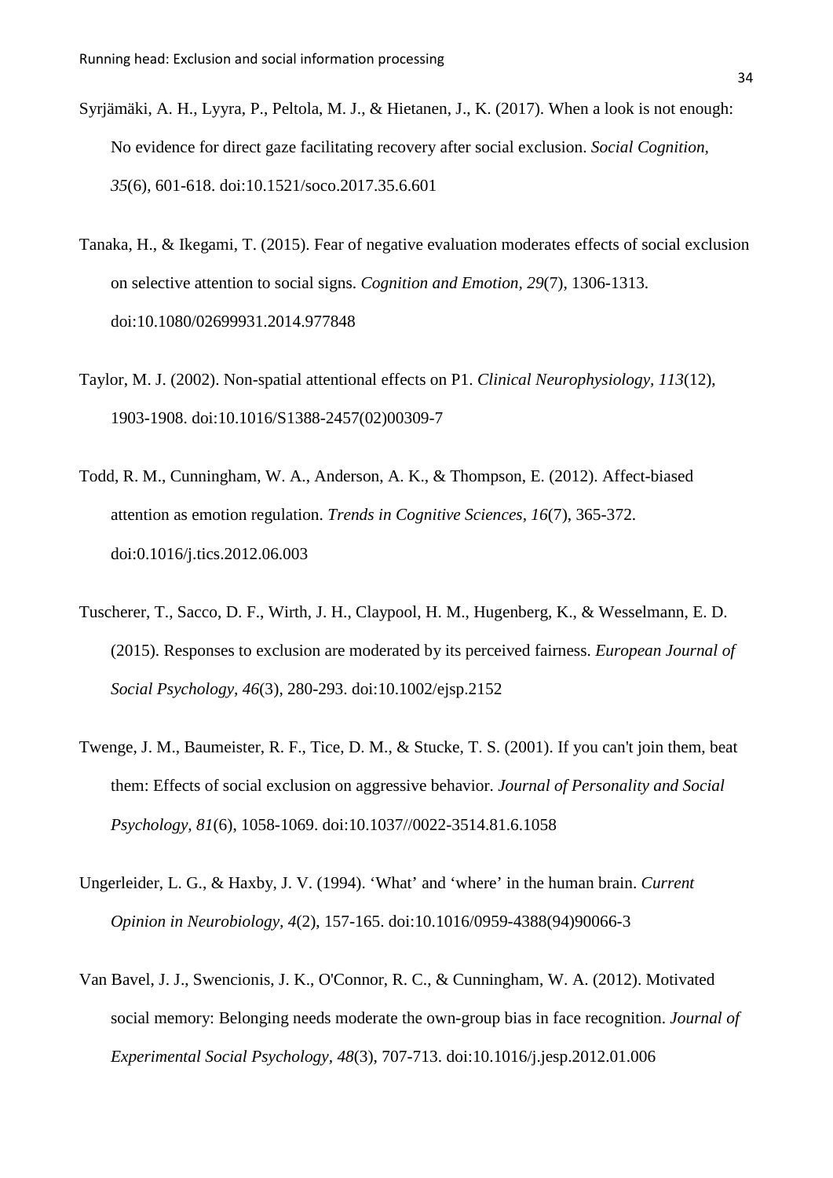Syrjämäki, A. H., Lyyra, P., Peltola, M. J., & Hietanen, J., K. (2017). When a look is not enough: No evidence for direct gaze facilitating recovery after social exclusion. *Social Cognition, 35*(6), 601-618. doi:10.1521/soco.2017.35.6.601

Tanaka, H., & Ikegami, T. (2015). Fear of negative evaluation moderates effects of social exclusion on selective attention to social signs. *Cognition and Emotion, 29*(7), 1306-1313. doi:10.1080/02699931.2014.977848

Taylor, M. J. (2002). Non-spatial attentional effects on P1. *Clinical Neurophysiology, 113*(12), 1903-1908. doi:10.1016/S1388-2457(02)00309-7

Todd, R. M., Cunningham, W. A., Anderson, A. K., & Thompson, E. (2012). Affect-biased attention as emotion regulation. *Trends in Cognitive Sciences, 16*(7), 365-372. doi:0.1016/j.tics.2012.06.003

Tuscherer, T., Sacco, D. F., Wirth, J. H., Claypool, H. M., Hugenberg, K., & Wesselmann, E. D. (2015). Responses to exclusion are moderated by its perceived fairness. *European Journal of Social Psychology, 46*(3), 280-293. doi:10.1002/ejsp.2152

Twenge, J. M., Baumeister, R. F., Tice, D. M., & Stucke, T. S. (2001). If you can't join them, beat them: Effects of social exclusion on aggressive behavior. *Journal of Personality and Social Psychology, 81*(6), 1058-1069. doi:10.1037//0022-3514.81.6.1058

Ungerleider, L. G., & Haxby, J. V. (1994). 'What' and 'where' in the human brain. *Current Opinion in Neurobiology, 4*(2), 157-165. doi:10.1016/0959-4388(94)90066-3

Van Bavel, J. J., Swencionis, J. K., O'Connor, R. C., & Cunningham, W. A. (2012). Motivated social memory: Belonging needs moderate the own-group bias in face recognition. *Journal of Experimental Social Psychology, 48*(3), 707-713. doi:10.1016/j.jesp.2012.01.006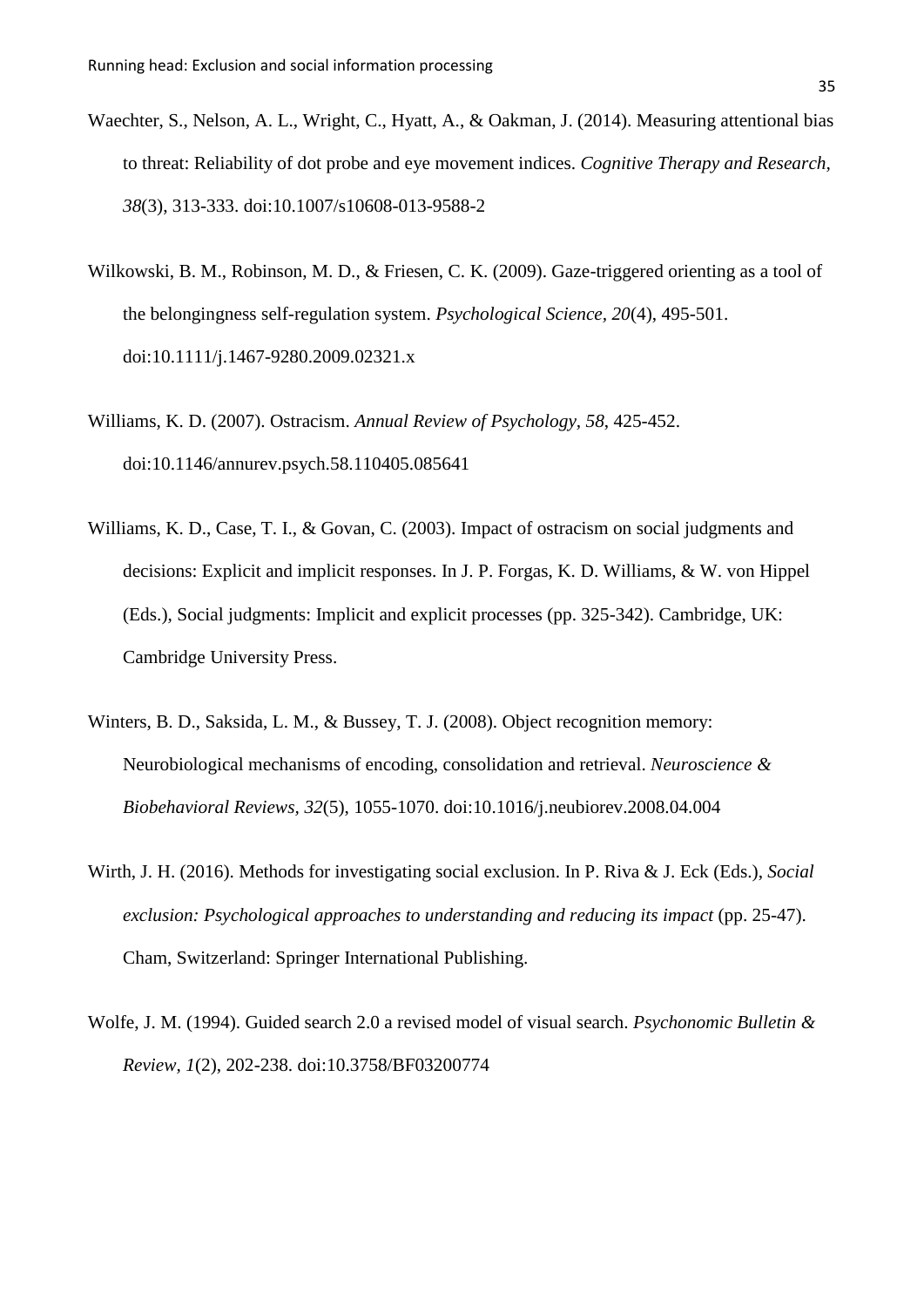Waechter, S., Nelson, A. L., Wright, C., Hyatt, A., & Oakman, J. (2014). Measuring attentional bias to threat: Reliability of dot probe and eye movement indices. *Cognitive Therapy and Research, 38*(3), 313-333. doi:10.1007/s10608-013-9588-2

Wilkowski, B. M., Robinson, M. D., & Friesen, C. K. (2009). Gaze-triggered orienting as a tool of the belongingness self-regulation system. *Psychological Science, 20*(4), 495-501. doi:10.1111/j.1467-9280.2009.02321.x

Williams, K. D. (2007). Ostracism. *Annual Review of Psychology, 58*, 425-452. doi:10.1146/annurev.psych.58.110405.085641

Williams, K. D., Case, T. I., & Govan, C. (2003). Impact of ostracism on social judgments and decisions: Explicit and implicit responses. In J. P. Forgas, K. D. Williams, & W. von Hippel (Eds.), Social judgments: Implicit and explicit processes (pp. 325-342). Cambridge, UK: Cambridge University Press.

Winters, B. D., Saksida, L. M., & Bussey, T. J. (2008). Object recognition memory: Neurobiological mechanisms of encoding, consolidation and retrieval. *Neuroscience & Biobehavioral Reviews, 32*(5), 1055-1070. doi:10.1016/j.neubiorev.2008.04.004

Wirth, J. H. (2016). Methods for investigating social exclusion. In P. Riva & J. Eck (Eds.), *Social exclusion: Psychological approaches to understanding and reducing its impact* (pp. 25-47). Cham, Switzerland: Springer International Publishing.

Wolfe, J. M. (1994). Guided search 2.0 a revised model of visual search. *Psychonomic Bulletin & Review, 1*(2), 202-238. doi:10.3758/BF03200774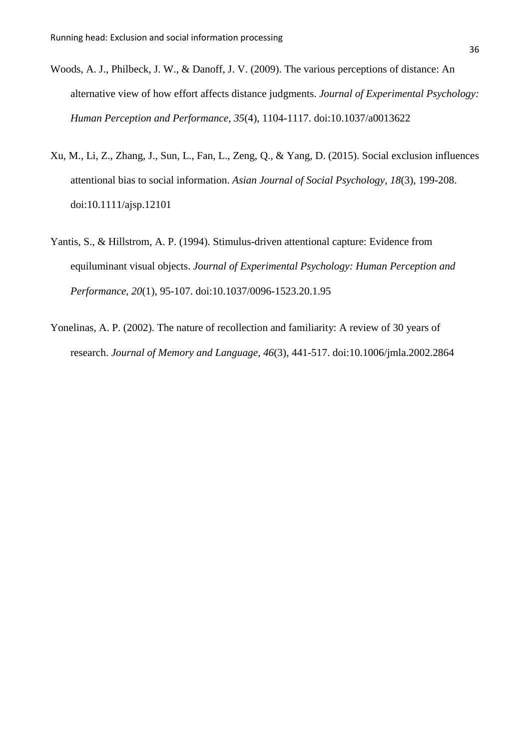Woods, A. J., Philbeck, J. W., & Danoff, J. V. (2009). The various perceptions of distance: An alternative view of how effort affects distance judgments. *Journal of Experimental Psychology: Human Perception and Performance, 35*(4), 1104-1117. doi:10.1037/a0013622

Xu, M., Li, Z., Zhang, J., Sun, L., Fan, L., Zeng, Q., & Yang, D. (2015). Social exclusion influences attentional bias to social information. *Asian Journal of Social Psychology, 18*(3), 199-208. doi:10.1111/ajsp.12101

Yantis, S., & Hillstrom, A. P. (1994). Stimulus-driven attentional capture: Evidence from equiluminant visual objects. *Journal of Experimental Psychology: Human Perception and Performance, 20*(1), 95-107. doi:10.1037/0096-1523.20.1.95

Yonelinas, A. P. (2002). The nature of recollection and familiarity: A review of 30 years of research. *Journal of Memory and Language, 46*(3), 441-517. doi:10.1006/jmla.2002.2864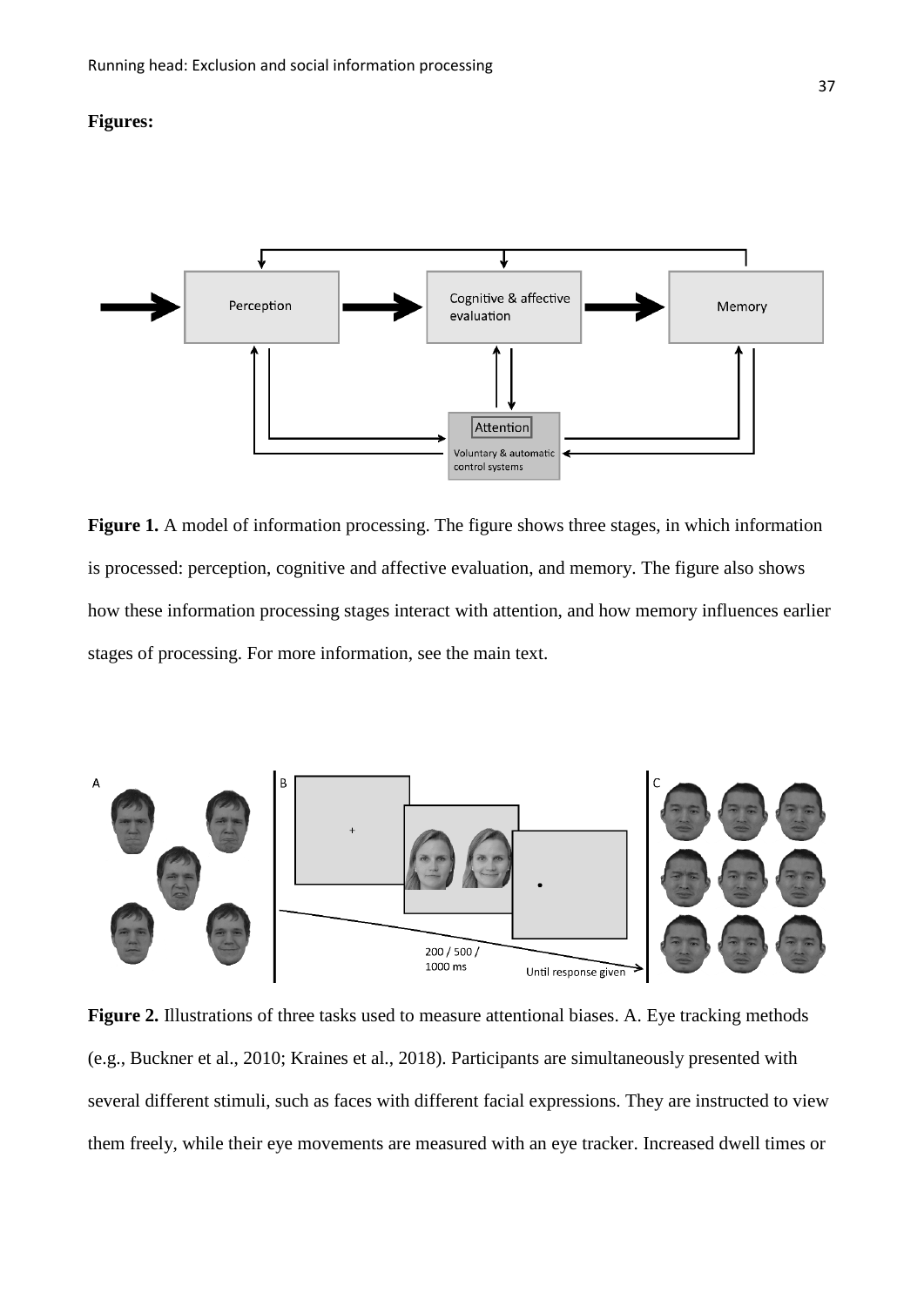**Figures:**

**Figure 1.** A model of information processing. The figure shows three stages, in which information is processed: perception, cognitive and affective evaluation, and memory. The figure also shows how these information processing stages interact with attention, and how memory influences earlier stages of processing. For more information, see the main text.

**Figure 2.** Illustrations of three tasks used to measure attentional biases. A. Eye tracking methods (e.g., Buckner et al., 2010; Kraines et al., 2018). Participants are simultaneously presented with several different stimuli, such as faces with different facial expressions. They are instructed to view them freely, while their eye movements are measured with an eye tracker. Increased dwell times or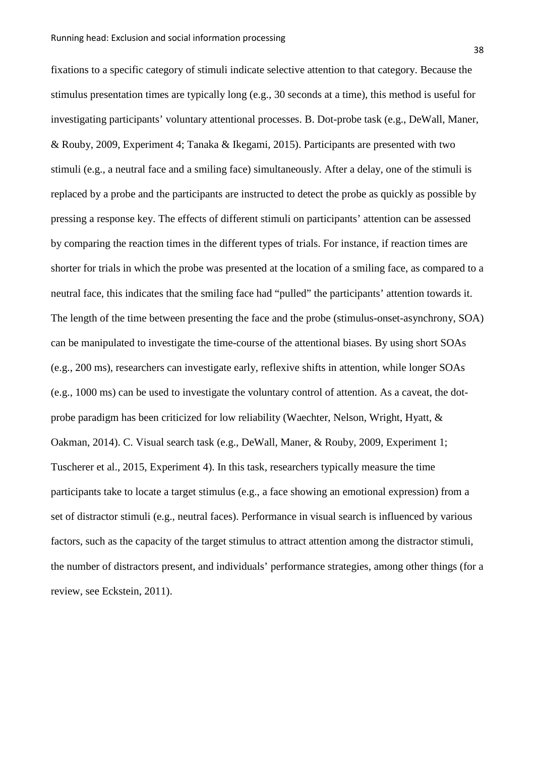fixations to a specific category of stimuli indicate selective attention to that category. Because the stimulus presentation times are typically long (e.g., 30 seconds at a time), this method is useful for investigating participants' voluntary attentional processes. B. Dot-probe task (e.g., DeWall, Maner, & Rouby, 2009, Experiment 4; Tanaka & Ikegami, 2015). Participants are presented with two stimuli (e.g., a neutral face and a smiling face) simultaneously. After a delay, one of the stimuli is replaced by a probe and the participants are instructed to detect the probe as quickly as possible by pressing a response key. The effects of different stimuli on participants' attention can be assessed by comparing the reaction times in the different types of trials. For instance, if reaction times are shorter for trials in which the probe was presented at the location of a smiling face, as compared to a neutral face, this indicates that the smiling face had "pulled" the participants' attention towards it. The length of the time between presenting the face and the probe (stimulus-onset-asynchrony, SOA) can be manipulated to investigate the time-course of the attentional biases. By using short SOAs (e.g., 200 ms), researchers can investigate early, reflexive shifts in attention, while longer SOAs (e.g., 1000 ms) can be used to investigate the voluntary control of attention. As a caveat, the dot-probe paradigm has been criticized for low reliability (Waechter, Nelson, Wright, Hyatt, & Oakman, 2014). C. Visual search task (e.g., DeWall, Maner, & Rouby, 2009, Experiment 1; Tuscherer et al., 2015, Experiment 4). In this task, researchers typically measure the time participants take to locate a target stimulus (e.g., a face showing an emotional expression) from a set of distractor stimuli (e.g., neutral faces). Performance in visual search is influenced by various factors, such as the capacity of the target stimulus to attract attention among the distractor stimuli, the number of distractors present, and individuals' performance strategies, among other things (for a review, see Eckstein, 2011).